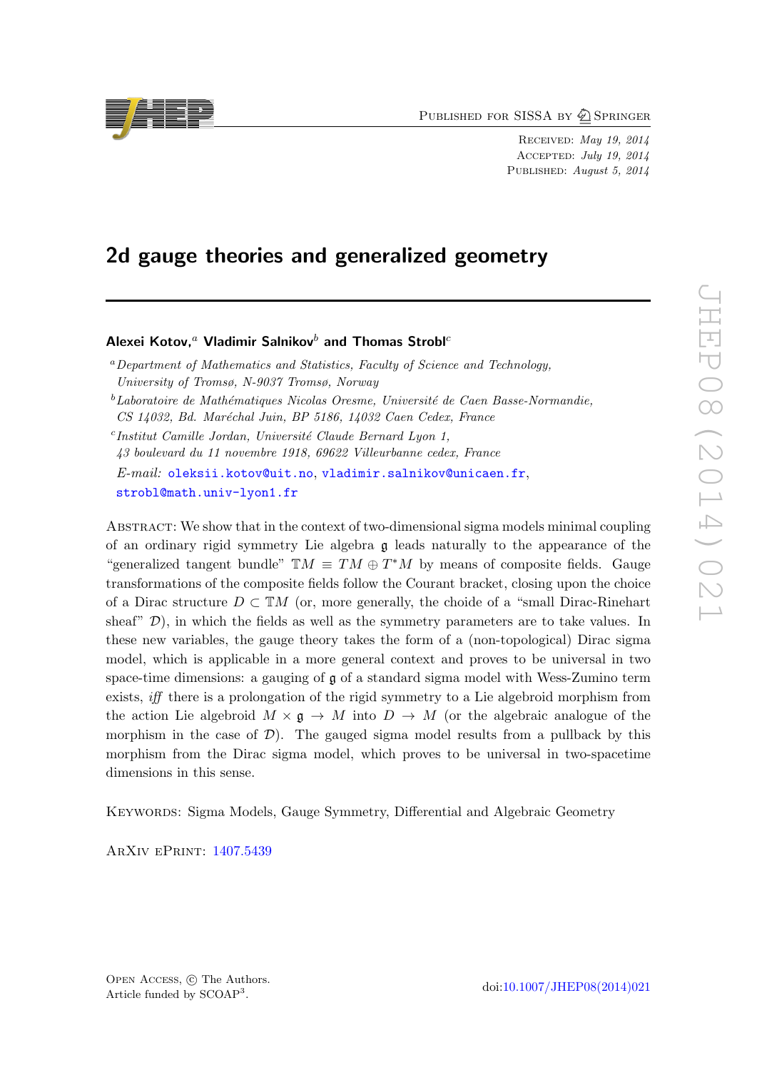Received: *May 19, 2014*
Accepted: *July 19, 2014*
Published: *August 5, 2014*

# 2d gauge theories and generalized geometry

**Alexei Kotov,[a] Vladimir Salnikov[b] and Thomas Strobl[c]**

[a] *Department of Mathematics and Statistics, Faculty of Science and Technology, University of Tromsø, N-9037 Tromsø, Norway*

[b] *Laboratoire de Mathématiques Nicolas Oresme, Université de Caen Basse-Normandie, CS 14032, Bd. Maréchal Juin, BP 5186, 14032 Caen Cedex, France*

[c] *Institut Camille Jordan, Université Claude Bernard Lyon 1, 43 boulevard du 11 novembre 1918, 69622 Villeurbanne cedex, France*

*E-mail:* oleksii.kotov@uit.no, vladimir.salnikov@unicaen.fr, strobl@math.univ-lyon1.fr

Abstract: We show that in the context of two-dimensional sigma models minimal coupling of an ordinary rigid symmetry Lie algebra $\mathfrak{g}$ leads naturally to the appearance of the "generalized tangent bundle" $\mathbb{T}M \equiv TM \oplus T^*M$ by means of composite fields. Gauge transformations of the composite fields follow the Courant bracket, closing upon the choice of a Dirac structure $D \subset \mathbb{T}M$ (or, more generally, the choide of a "small Dirac-Rinehart sheaf" $\mathcal{D}$), in which the fields as well as the symmetry parameters are to take values. In these new variables, the gauge theory takes the form of a (non-topological) Dirac sigma model, which is applicable in a more general context and proves to be universal in two space-time dimensions: a gauging of $\mathfrak{g}$ of a standard sigma model with Wess-Zumino term exists, *iff* there is a prolongation of the rigid symmetry to a Lie algebroid morphism from the action Lie algebroid $M \times \mathfrak{g} \to M$ into $D \to M$ (or the algebraic analogue of the morphism in the case of $\mathcal{D}$). The gauged sigma model results from a pullback by this morphism from the Dirac sigma model, which proves to be universal in two-spacetime dimensions in this sense.

Keywords: Sigma Models, Gauge Symmetry, Differential and Algebraic Geometry

ArXiv ePrint: 1407.5439

Open Access, © The Authors.
Article funded by SCOAP[3].

doi:10.1007/JHEP08(2014)021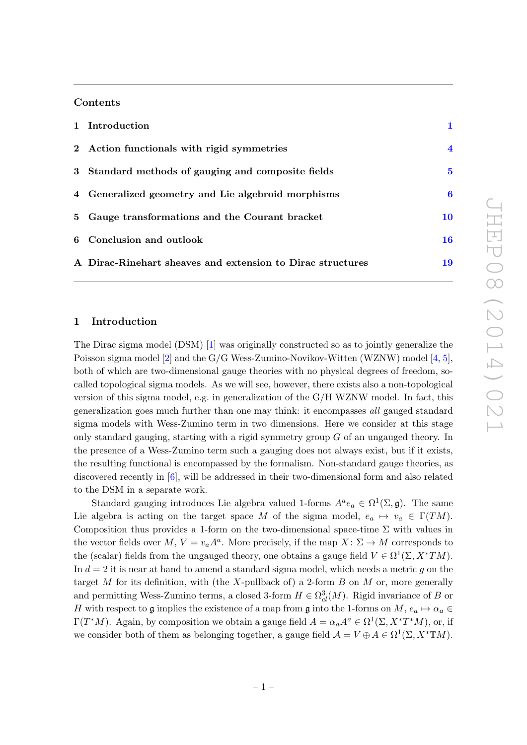## Contents

| | | |
|---|---|---|
| 1 | Introduction | 1 |
| 2 | Action functionals with rigid symmetries | 4 |
| 3 | Standard methods of gauging and composite fields | 5 |
| 4 | Generalized geometry and Lie algebroid morphisms | 6 |
| 5 | Gauge transformations and the Courant bracket | 10 |
| 6 | Conclusion and outlook | 16 |
| A | Dirac-Rinehart sheaves and extension to Dirac structures | 19 |

## 1 Introduction

The Dirac sigma model (DSM) [1] was originally constructed so as to jointly generalize the Poisson sigma model [2] and the G/G Wess-Zumino-Novikov-Witten (WZNW) model [4, 5], both of which are two-dimensional gauge theories with no physical degrees of freedom, so-called topological sigma models. As we will see, however, there exists also a non-topological version of this sigma model, e.g. in generalization of the G/H WZNW model. In fact, this generalization goes much further than one may think: it encompasses *all* gauged standard sigma models with Wess-Zumino term in two dimensions. Here we consider at this stage only standard gauging, starting with a rigid symmetry group $G$ of an ungauged theory. In the presence of a Wess-Zumino term such a gauging does not always exist, but if it exists, the resulting functional is encompassed by the formalism. Non-standard gauge theories, as discovered recently in [6], will be addressed in their two-dimensional form and also related to the DSM in a separate work.

Standard gauging introduces Lie algebra valued 1-forms $A^a e_a \in \Omega^1(\Sigma, \mathfrak{g})$. The same Lie algebra is acting on the target space $M$ of the sigma model, $e_a \mapsto v_a \in \Gamma(TM)$. Composition thus provides a 1-form on the two-dimensional space-time $\Sigma$ with values in the vector fields over $M$, $V = v_a A^a$. More precisely, if the map $X\colon \Sigma \to M$ corresponds to the (scalar) fields from the ungauged theory, one obtains a gauge field $V \in \Omega^1(\Sigma, X^*TM)$. In $d = 2$ it is near at hand to amend a standard sigma model, which needs a metric $g$ on the target $M$ for its definition, with (the $X$-pullback of) a 2-form $B$ on $M$ or, more generally and permitting Wess-Zumino terms, a closed 3-form $H \in \Omega^3_{cl}(M)$. Rigid invariance of $B$ or $H$ with respect to $\mathfrak{g}$ implies the existence of a map from $\mathfrak{g}$ into the 1-forms on $M$, $e_a \mapsto \alpha_a \in \Gamma(T^*M)$. Again, by composition we obtain a gauge field $A = \alpha_a A^a \in \Omega^1(\Sigma, X^*T^*M)$, or, if we consider both of them as belonging together, a gauge field $\mathcal{A} = V \oplus A \in \Omega^1(\Sigma, X^*\mathbb{T}M)$.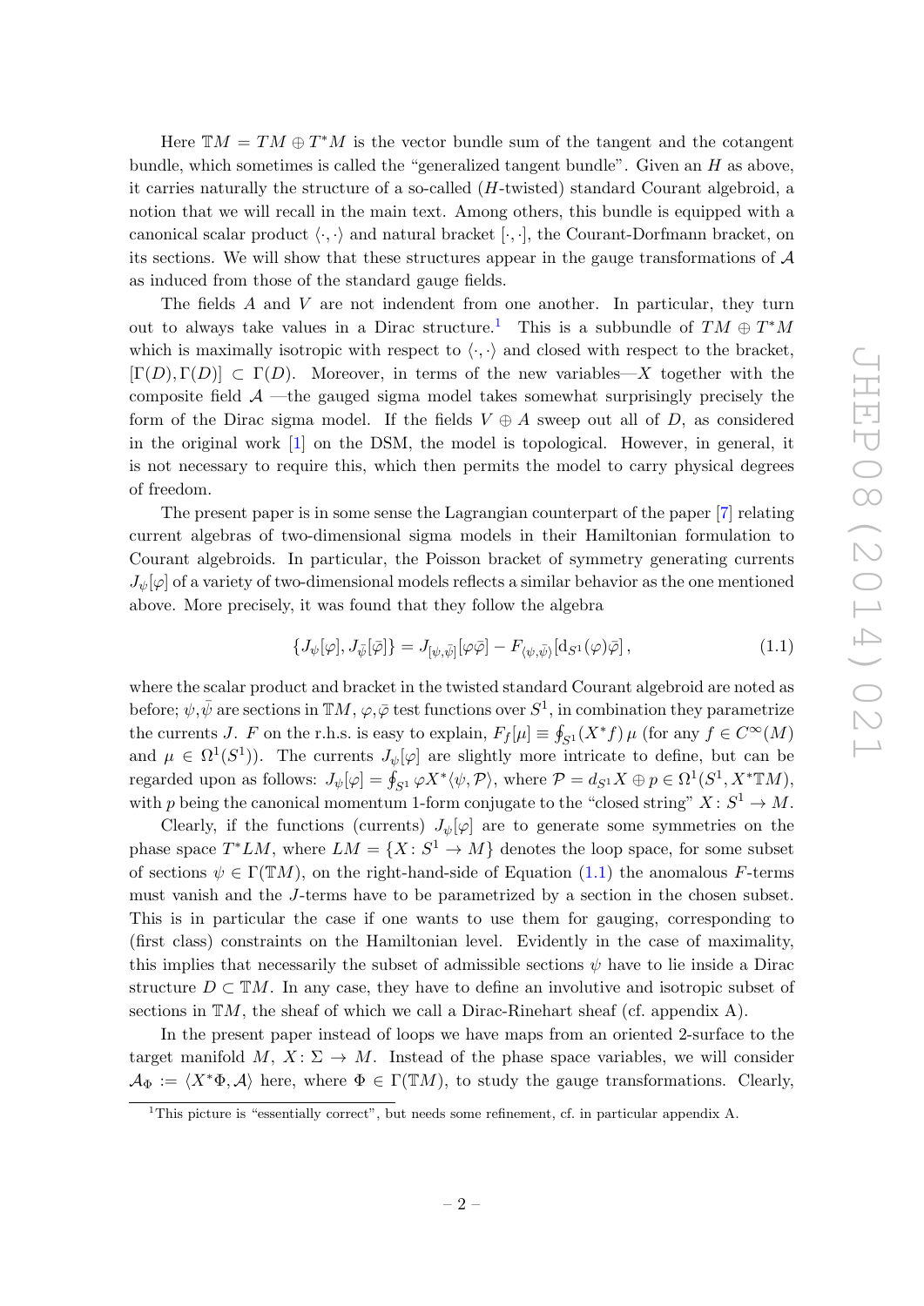Here $\mathbb{T}M = TM \oplus T^*M$ is the vector bundle sum of the tangent and the cotangent bundle, which sometimes is called the "generalized tangent bundle". Given an $H$ as above, it carries naturally the structure of a so-called ($H$-twisted) standard Courant algebroid, a notion that we will recall in the main text. Among others, this bundle is equipped with a canonical scalar product $\langle \cdot, \cdot \rangle$ and natural bracket $[\cdot, \cdot]$, the Courant-Dorfmann bracket, on its sections. We will show that these structures appear in the gauge transformations of $\mathcal{A}$ as induced from those of the standard gauge fields.

The fields $A$ and $V$ are not indendent from one another. In particular, they turn out to always take values in a Dirac structure.[1] This is a subbundle of $TM \oplus T^*M$ which is maximally isotropic with respect to $\langle \cdot, \cdot \rangle$ and closed with respect to the bracket, $[\Gamma(D), \Gamma(D)] \subset \Gamma(D)$. Moreover, in terms of the new variables—$X$ together with the composite field $\mathcal{A}$ —the gauged sigma model takes somewhat surprisingly precisely the form of the Dirac sigma model. If the fields $V \oplus A$ sweep out all of $D$, as considered in the original work [1] on the DSM, the model is topological. However, in general, it is not necessary to require this, which then permits the model to carry physical degrees of freedom.

The present paper is in some sense the Lagrangian counterpart of the paper [7] relating current algebras of two-dimensional sigma models in their Hamiltonian formulation to Courant algebroids. In particular, the Poisson bracket of symmetry generating currents $J_\psi[\varphi]$ of a variety of two-dimensional models reflects a similar behavior as the one mentioned above. More precisely, it was found that they follow the algebra

$$\{J_\psi[\varphi], J_{\bar{\psi}}[\bar{\varphi}]\} = J_{[\psi,\bar{\psi}]}[\varphi\bar{\varphi}] - F_{\langle\psi,\bar{\psi}\rangle}[\mathrm{d}_{S^1}(\varphi)\bar{\varphi}]\,, \tag{1.1}$$

where the scalar product and bracket in the twisted standard Courant algebroid are noted as before; $\psi, \bar{\psi}$ are sections in $\mathbb{T}M$, $\varphi, \bar{\varphi}$ test functions over $S^1$, in combination they parametrize the currents $J$. $F$ on the r.h.s. is easy to explain, $F_f[\mu] \equiv \oint_{S^1}(X^*f)\,\mu$ (for any $f \in C^\infty(M)$ and $\mu \in \Omega^1(S^1)$). The currents $J_\psi[\varphi]$ are slightly more intricate to define, but can be regarded upon as follows: $J_\psi[\varphi] = \oint_{S^1} \varphi X^*\langle\psi, \mathcal{P}\rangle$, where $\mathcal{P} = d_{S^1}X \oplus p \in \Omega^1(S^1, X^*\mathbb{T}M)$, with $p$ being the canonical momentum 1-form conjugate to the "closed string" $X\colon S^1 \to M$.

Clearly, if the functions (currents) $J_\psi[\varphi]$ are to generate some symmetries on the phase space $T^*LM$, where $LM = \{X\colon S^1 \to M\}$ denotes the loop space, for some subset of sections $\psi \in \Gamma(\mathbb{T}M)$, on the right-hand-side of Equation (1.1) the anomalous $F$-terms must vanish and the $J$-terms have to be parametrized by a section in the chosen subset. This is in particular the case if one wants to use them for gauging, corresponding to (first class) constraints on the Hamiltonian level. Evidently in the case of maximality, this implies that necessarily the subset of admissible sections $\psi$ have to lie inside a Dirac structure $D \subset \mathbb{T}M$. In any case, they have to define an involutive and isotropic subset of sections in $\mathbb{T}M$, the sheaf of which we call a Dirac-Rinehart sheaf (cf. appendix A).

In the present paper instead of loops we have maps from an oriented 2-surface to the target manifold $M$, $X\colon \Sigma \to M$. Instead of the phase space variables, we will consider $\mathcal{A}_\Phi := \langle X^*\Phi, \mathcal{A}\rangle$ here, where $\Phi \in \Gamma(\mathbb{T}M)$, to study the gauge transformations. Clearly,

[1] This picture is "essentially correct", but needs some refinement, cf. in particular appendix A.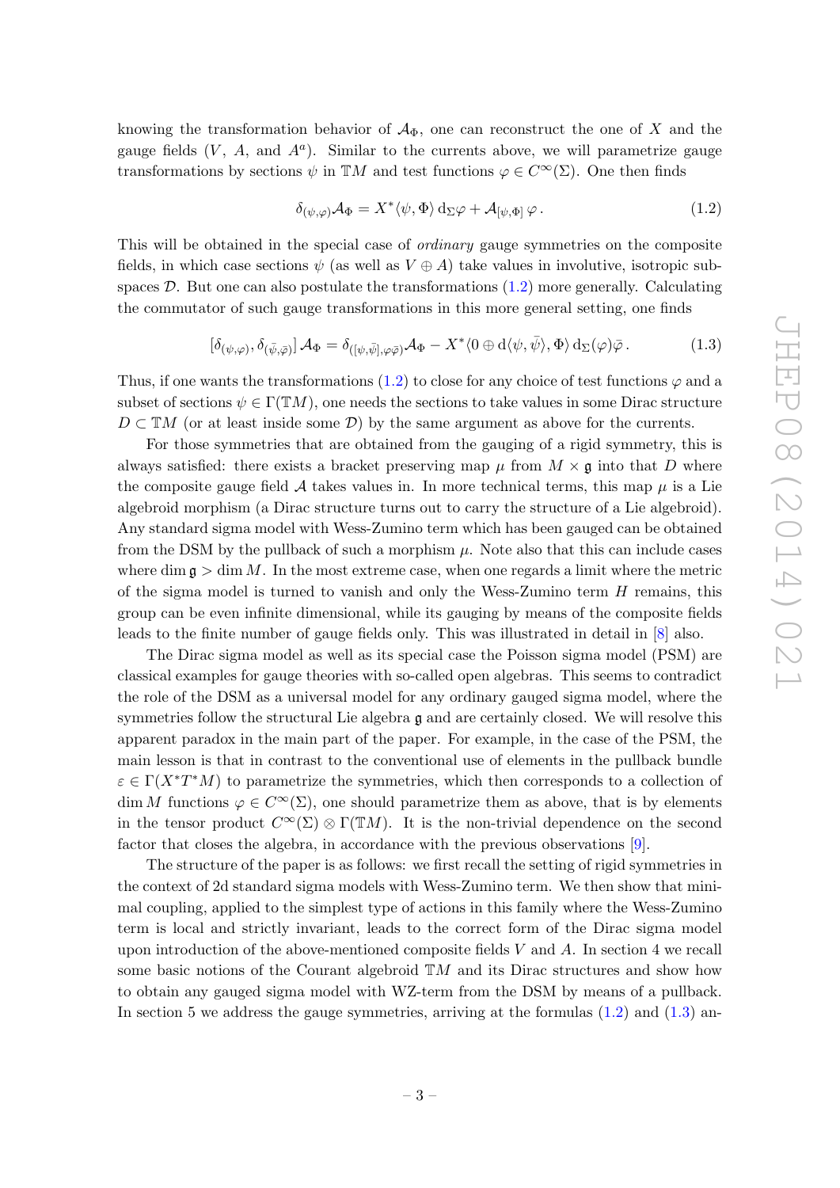knowing the transformation behavior of $\mathcal{A}_\Phi$, one can reconstruct the one of $X$ and the gauge fields ($V$, $A$, and $A^a$). Similar to the currents above, we will parametrize gauge transformations by sections $\psi$ in $\mathbb{T}M$ and test functions $\varphi \in C^\infty(\Sigma)$. One then finds

$$\delta_{(\psi,\varphi)}\mathcal{A}_\Phi = X^*\langle\psi,\Phi\rangle\,\mathrm{d}_\Sigma\varphi + \mathcal{A}_{[\psi,\Phi]}\,\varphi\,. \tag{1.2}$$

This will be obtained in the special case of *ordinary* gauge symmetries on the composite fields, in which case sections $\psi$ (as well as $V \oplus A$) take values in involutive, isotropic subspaces $\mathcal{D}$. But one can also postulate the transformations (1.2) more generally. Calculating the commutator of such gauge transformations in this more general setting, one finds

$$\left[\delta_{(\psi,\varphi)},\delta_{(\bar\psi,\bar\varphi)}\right]\mathcal{A}_\Phi = \delta_{([\psi,\bar\psi],\varphi\bar\varphi)}\mathcal{A}_\Phi - X^*\langle 0\oplus \mathrm{d}\langle\psi,\bar\psi\rangle,\Phi\rangle\,\mathrm{d}_\Sigma(\varphi)\bar\varphi\,. \tag{1.3}$$

Thus, if one wants the transformations (1.2) to close for any choice of test functions $\varphi$ and a subset of sections $\psi \in \Gamma(\mathbb{T}M)$, one needs the sections to take values in some Dirac structure $D \subset \mathbb{T}M$ (or at least inside some $\mathcal{D}$) by the same argument as above for the currents.

For those symmetries that are obtained from the gauging of a rigid symmetry, this is always satisfied: there exists a bracket preserving map $\mu$ from $M \times \mathfrak{g}$ into that $D$ where the composite gauge field $\mathcal{A}$ takes values in. In more technical terms, this map $\mu$ is a Lie algebroid morphism (a Dirac structure turns out to carry the structure of a Lie algebroid). Any standard sigma model with Wess-Zumino term which has been gauged can be obtained from the DSM by the pullback of such a morphism $\mu$. Note also that this can include cases where $\dim\mathfrak{g} > \dim M$. In the most extreme case, when one regards a limit where the metric of the sigma model is turned to vanish and only the Wess-Zumino term $H$ remains, this group can be even infinite dimensional, while its gauging by means of the composite fields leads to the finite number of gauge fields only. This was illustrated in detail in [8] also.

The Dirac sigma model as well as its special case the Poisson sigma model (PSM) are classical examples for gauge theories with so-called open algebras. This seems to contradict the role of the DSM as a universal model for any ordinary gauged sigma model, where the symmetries follow the structural Lie algebra $\mathfrak{g}$ and are certainly closed. We will resolve this apparent paradox in the main part of the paper. For example, in the case of the PSM, the main lesson is that in contrast to the conventional use of elements in the pullback bundle $\varepsilon \in \Gamma(X^*T^*M)$ to parametrize the symmetries, which then corresponds to a collection of $\dim M$ functions $\varphi \in C^\infty(\Sigma)$, one should parametrize them as above, that is by elements in the tensor product $C^\infty(\Sigma)\otimes\Gamma(\mathbb{T}M)$. It is the non-trivial dependence on the second factor that closes the algebra, in accordance with the previous observations [9].

The structure of the paper is as follows: we first recall the setting of rigid symmetries in the context of 2d standard sigma models with Wess-Zumino term. We then show that minimal coupling, applied to the simplest type of actions in this family where the Wess-Zumino term is local and strictly invariant, leads to the correct form of the Dirac sigma model upon introduction of the above-mentioned composite fields $V$ and $A$. In section 4 we recall some basic notions of the Courant algebroid $\mathbb{T}M$ and its Dirac structures and show how to obtain any gauged sigma model with WZ-term from the DSM by means of a pullback. In section 5 we address the gauge symmetries, arriving at the formulas (1.2) and (1.3) an-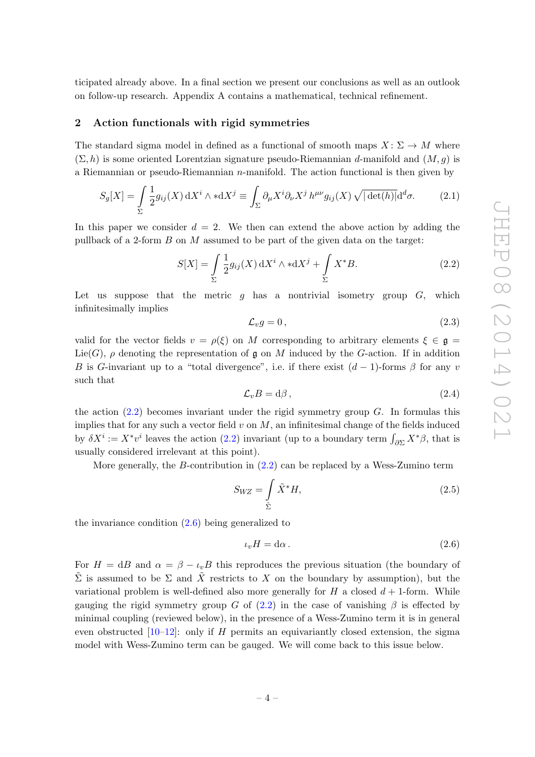ticipated already above. In a final section we present our conclusions as well as an outlook on follow-up research. Appendix A contains a mathematical, technical refinement.

## 2 Action functionals with rigid symmetries

The standard sigma model in defined as a functional of smooth maps $X : \Sigma \to M$ where $(\Sigma, h)$ is some oriented Lorentzian signature pseudo-Riemannian $d$-manifold and $(M, g)$ is a Riemannian or pseudo-Riemannian $n$-manifold. The action functional is then given by

$$S_g[X] = \int\limits_{\Sigma} \frac{1}{2} g_{ij}(X)\, \mathrm{d}X^i \wedge *\mathrm{d}X^j \equiv \int_\Sigma \partial_\mu X^i \partial_\nu X^j\, h^{\mu\nu} g_{ij}(X)\, \sqrt{|\det(h)|}\mathrm{d}^d\sigma. \tag{2.1}$$

In this paper we consider $d = 2$. We then can extend the above action by adding the pullback of a 2-form $B$ on $M$ assumed to be part of the given data on the target:

$$S[X] = \int\limits_{\Sigma} \frac{1}{2} g_{ij}(X)\, \mathrm{d}X^i \wedge *\mathrm{d}X^j + \int\limits_{\Sigma} X^* B. \tag{2.2}$$

Let us suppose that the metric $g$ has a nontrivial isometry group $G$, which infinitesimally implies

$$\mathcal{L}_v g = 0\,, \tag{2.3}$$

valid for the vector fields $v = \rho(\xi)$ on $M$ corresponding to arbitrary elements $\xi \in \mathfrak{g} = \mathrm{Lie}(G)$, $\rho$ denoting the representation of $\mathfrak{g}$ on $M$ induced by the $G$-action. If in addition $B$ is $G$-invariant up to a "total divergence", i.e. if there exist $(d-1)$-forms $\beta$ for any $v$ such that

$$\mathcal{L}_v B = \mathrm{d}\beta\,, \tag{2.4}$$

the action (2.2) becomes invariant under the rigid symmetry group $G$. In formulas this implies that for any such a vector field $v$ on $M$, an infinitesimal change of the fields induced by $\delta X^i := X^* v^i$ leaves the action (2.2) invariant (up to a boundary term $\int_{\partial\Sigma} X^*\beta$, that is usually considered irrelevant at this point).

More generally, the $B$-contribution in (2.2) can be replaced by a Wess-Zumino term

$$S_{WZ} = \int\limits_{\tilde{\Sigma}} \tilde{X}^* H, \tag{2.5}$$

the invariance condition (2.6) being generalized to

$$\iota_v H = \mathrm{d}\alpha\,. \tag{2.6}$$

For $H = \mathrm{d}B$ and $\alpha = \beta - \iota_v B$ this reproduces the previous situation (the boundary of $\tilde{\Sigma}$ is assumed to be $\Sigma$ and $\tilde{X}$ restricts to $X$ on the boundary by assumption), but the variational problem is well-defined also more generally for $H$ a closed $d+1$-form. While gauging the rigid symmetry group $G$ of (2.2) in the case of vanishing $\beta$ is effected by minimal coupling (reviewed below), in the presence of a Wess-Zumino term it is in general even obstructed [10–12]: only if $H$ permits an equivariantly closed extension, the sigma model with Wess-Zumino term can be gauged. We will come back to this issue below.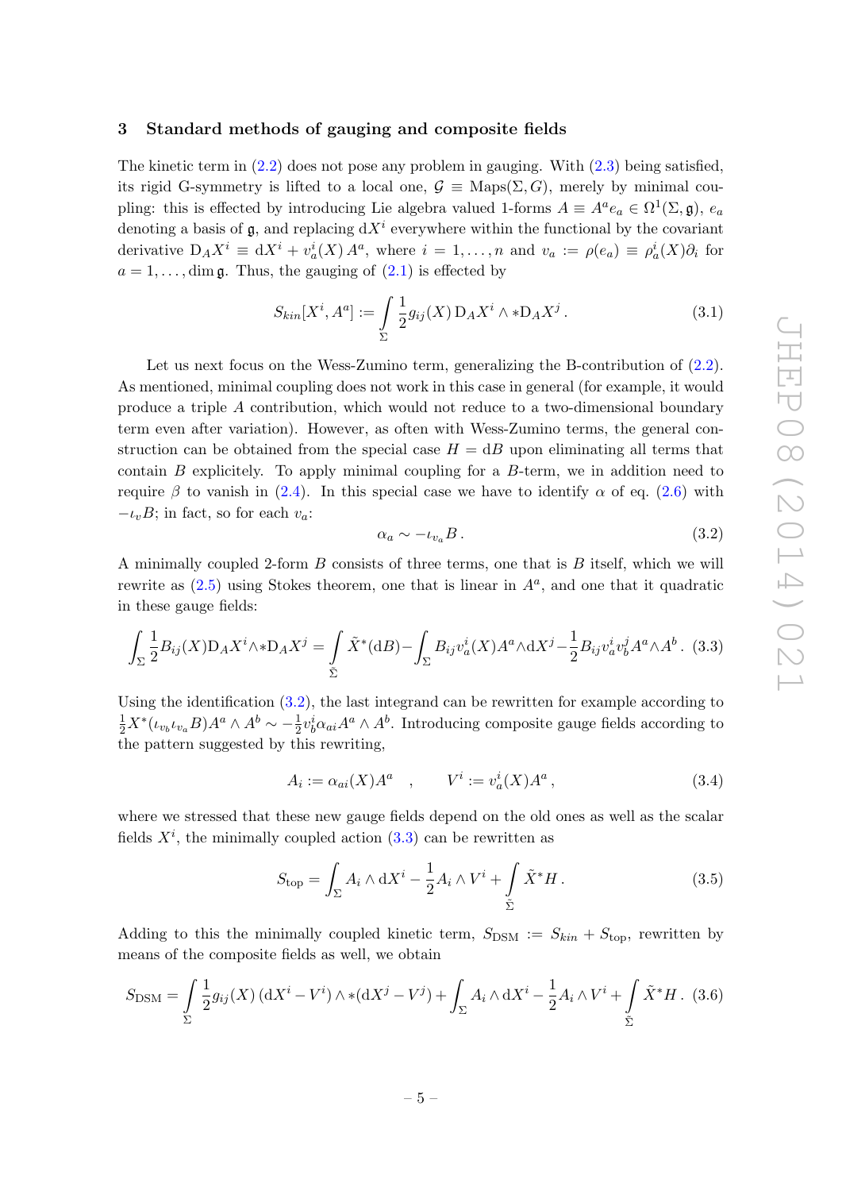## 3 Standard methods of gauging and composite fields

The kinetic term in (2.2) does not pose any problem in gauging. With (2.3) being satisfied, its rigid G-symmetry is lifted to a local one, $\mathcal{G} \equiv \mathrm{Maps}(\Sigma, G)$, merely by minimal coupling: this is effected by introducing Lie algebra valued 1-forms $A \equiv A^a e_a \in \Omega^1(\Sigma, \mathfrak{g})$, $e_a$ denoting a basis of $\mathfrak{g}$, and replacing $\mathrm{d}X^i$ everywhere within the functional by the covariant derivative $\mathrm{D}_A X^i \equiv \mathrm{d}X^i + v_a^i(X)\, A^a$, where $i = 1, \ldots, n$ and $v_a := \rho(e_a) \equiv \rho_a^i(X)\partial_i$ for $a = 1, \ldots, \dim \mathfrak{g}$. Thus, the gauging of (2.1) is effected by

$$S_{kin}[X^i, A^a] := \int_\Sigma \frac{1}{2} g_{ij}(X)\, \mathrm{D}_A X^i \wedge *\mathrm{D}_A X^j \,. \tag{3.1}$$

Let us next focus on the Wess-Zumino term, generalizing the B-contribution of (2.2). As mentioned, minimal coupling does not work in this case in general (for example, it would produce a triple $A$ contribution, which would not reduce to a two-dimensional boundary term even after variation). However, as often with Wess-Zumino terms, the general construction can be obtained from the special case $H = \mathrm{d}B$ upon eliminating all terms that contain $B$ explicitely. To apply minimal coupling for a $B$-term, we in addition need to require $\beta$ to vanish in (2.4). In this special case we have to identify $\alpha$ of eq. (2.6) with $-\iota_v B$; in fact, so for each $v_a$:

$$\alpha_a \sim -\iota_{v_a} B \,. \tag{3.2}$$

A minimally coupled 2-form $B$ consists of three terms, one that is $B$ itself, which we will rewrite as (2.5) using Stokes theorem, one that is linear in $A^a$, and one that it quadratic in these gauge fields:

$$\int_\Sigma \frac{1}{2} B_{ij}(X) \mathrm{D}_A X^i \wedge * \mathrm{D}_A X^j = \int_{\tilde{\Sigma}} \tilde{X}^*(\mathrm{d}B) - \int_\Sigma B_{ij} v_a^i(X) A^a \wedge \mathrm{d}X^j - \frac{1}{2} B_{ij} v_a^i v_b^j A^a \wedge A^b \,. \tag{3.3}$$

Using the identification (3.2), the last integrand can be rewritten for example according to $\frac{1}{2} X^*(\iota_{v_b} \iota_{v_a} B) A^a \wedge A^b \sim -\frac{1}{2} v_b^i \alpha_{ai} A^a \wedge A^b$. Introducing composite gauge fields according to the pattern suggested by this rewriting,

$$A_i := \alpha_{ai}(X) A^a \quad , \qquad V^i := v_a^i(X) A^a \,, \tag{3.4}$$

where we stressed that these new gauge fields depend on the old ones as well as the scalar fields $X^i$, the minimally coupled action (3.3) can be rewritten as

$$S_{\text{top}} = \int_\Sigma A_i \wedge \mathrm{d}X^i - \frac{1}{2} A_i \wedge V^i + \int_{\tilde{\Sigma}} \tilde{X}^* H \,. \tag{3.5}$$

Adding to this the minimally coupled kinetic term, $S_{\text{DSM}} := S_{kin} + S_{\text{top}}$, rewritten by means of the composite fields as well, we obtain

$$S_{\text{DSM}} = \int_\Sigma \frac{1}{2} g_{ij}(X) \, (\mathrm{d}X^i - V^i) \wedge *(\mathrm{d}X^j - V^j) + \int_\Sigma A_i \wedge \mathrm{d}X^i - \frac{1}{2} A_i \wedge V^i + \int_{\tilde{\Sigma}} \tilde{X}^* H \,. \tag{3.6}$$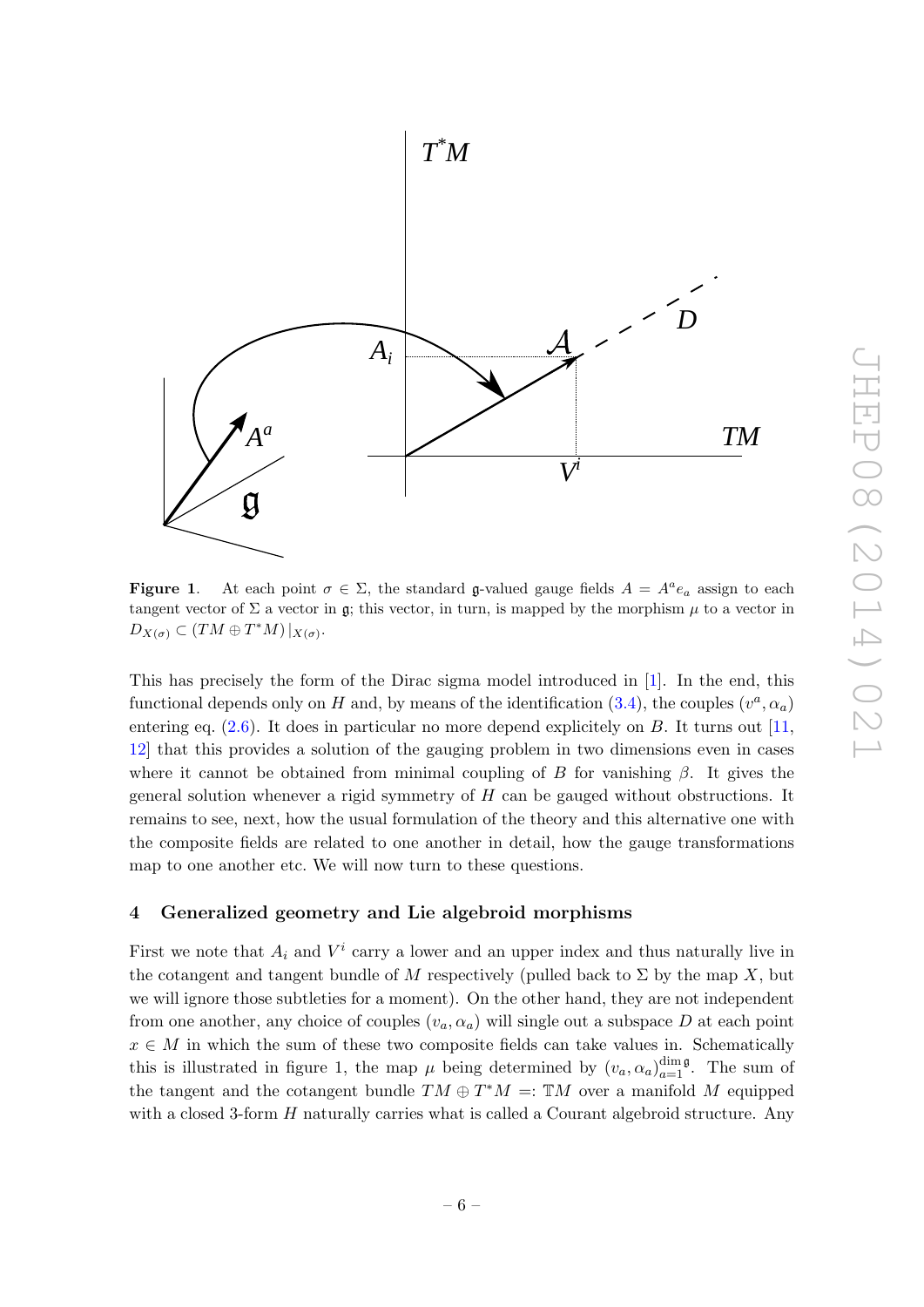**Figure 1**. At each point $\sigma \in \Sigma$, the standard $\mathfrak{g}$-valued gauge fields $A = A^a e_a$ assign to each tangent vector of $\Sigma$ a vector in $\mathfrak{g}$; this vector, in turn, is mapped by the morphism $\mu$ to a vector in $D_{X(\sigma)} \subset (TM \oplus T^*M)|_{X(\sigma)}$.

This has precisely the form of the Dirac sigma model introduced in [1]. In the end, this functional depends only on $H$ and, by means of the identification (3.4), the couples $(v^a, \alpha_a)$ entering eq. (2.6). It does in particular no more depend explicitely on $B$. It turns out [11, 12] that this provides a solution of the gauging problem in two dimensions even in cases where it cannot be obtained from minimal coupling of $B$ for vanishing $\beta$. It gives the general solution whenever a rigid symmetry of $H$ can be gauged without obstructions. It remains to see, next, how the usual formulation of the theory and this alternative one with the composite fields are related to one another in detail, how the gauge transformations map to one another etc. We will now turn to these questions.

## 4 Generalized geometry and Lie algebroid morphisms

First we note that $A_i$ and $V^i$ carry a lower and an upper index and thus naturally live in the cotangent and tangent bundle of $M$ respectively (pulled back to $\Sigma$ by the map $X$, but we will ignore those subtleties for a moment). On the other hand, they are not independent from one another, any choice of couples $(v_a, \alpha_a)$ will single out a subspace $D$ at each point $x \in M$ in which the sum of these two composite fields can take values in. Schematically this is illustrated in figure 1, the map $\mu$ being determined by $(v_a, \alpha_a)_{a=1}^{\dim \mathfrak{g}}$. The sum of the tangent and the cotangent bundle $TM \oplus T^*M =: \mathbb{T}M$ over a manifold $M$ equipped with a closed 3-form $H$ naturally carries what is called a Courant algebroid structure. Any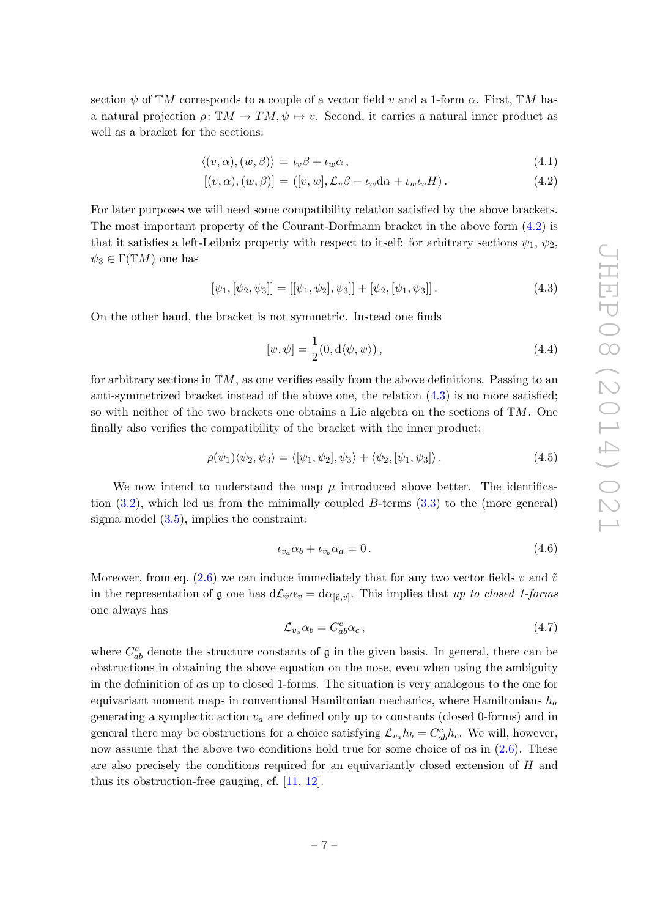section $\psi$ of $\mathbb{T}M$ corresponds to a couple of a vector field $v$ and a 1-form $\alpha$. First, $\mathbb{T}M$ has a natural projection $\rho\colon \mathbb{T}M \to TM, \psi \mapsto v$. Second, it carries a natural inner product as well as a bracket for the sections:

$$\langle (v,\alpha),(w,\beta)\rangle = \iota_v\beta + \iota_w\alpha\,, \tag{4.1}$$

$$[(v,\alpha),(w,\beta)] = ([v,w], \mathcal{L}_v\beta - \iota_w \mathrm{d}\alpha + \iota_w\iota_v H)\,. \tag{4.2}$$

For later purposes we will need some compatibility relation satisfied by the above brackets. The most important property of the Courant-Dorfmann bracket in the above form (4.2) is that it satisfies a left-Leibniz property with respect to itself: for arbitrary sections $\psi_1$, $\psi_2$, $\psi_3 \in \Gamma(\mathbb{T}M)$ one has

$$[\psi_1,[\psi_2,\psi_3]] = [[\psi_1,\psi_2],\psi_3]] + [\psi_2,[\psi_1,\psi_3]]\,. \tag{4.3}$$

On the other hand, the bracket is not symmetric. Instead one finds

$$[\psi,\psi] = \frac{1}{2}(0, \mathrm{d}\langle\psi,\psi\rangle)\,, \tag{4.4}$$

for arbitrary sections in $\mathbb{T}M$, as one verifies easily from the above definitions. Passing to an anti-symmetrized bracket instead of the above one, the relation (4.3) is no more satisfied; so with neither of the two brackets one obtains a Lie algebra on the sections of $\mathbb{T}M$. One finally also verifies the compatibility of the bracket with the inner product:

$$\rho(\psi_1)\langle\psi_2,\psi_3\rangle = \langle[\psi_1,\psi_2],\psi_3\rangle + \langle\psi_2,[\psi_1,\psi_3]\rangle\,. \tag{4.5}$$

We now intend to understand the map $\mu$ introduced above better. The identification (3.2), which led us from the minimally coupled $B$-terms (3.3) to the (more general) sigma model (3.5), implies the constraint:

$$\iota_{v_a}\alpha_b + \iota_{v_b}\alpha_a = 0\,. \tag{4.6}$$

Moreover, from eq. (2.6) we can induce immediately that for any two vector fields $v$ and $\tilde{v}$ in the representation of $\mathfrak{g}$ one has $\mathrm{d}\mathcal{L}_{\tilde{v}}\alpha_v = \mathrm{d}\alpha_{[\tilde{v},v]}$. This implies that *up to closed 1-forms* one always has

$$\mathcal{L}_{v_a}\alpha_b = C^c_{ab}\alpha_c\,, \tag{4.7}$$

where $C^c_{ab}$ denote the structure constants of $\mathfrak{g}$ in the given basis. In general, there can be obstructions in obtaining the above equation on the nose, even when using the ambiguity in the defininition of $\alpha$s up to closed 1-forms. The situation is very analogous to the one for equivariant moment maps in conventional Hamiltonian mechanics, where Hamiltonians $h_a$ generating a symplectic action $v_a$ are defined only up to constants (closed 0-forms) and in general there may be obstructions for a choice satisfying $\mathcal{L}_{v_a}h_b = C^c_{ab}h_c$. We will, however, now assume that the above two conditions hold true for some choice of $\alpha$s in (2.6). These are also precisely the conditions required for an equivariantly closed extension of $H$ and thus its obstruction-free gauging, cf. [11, 12].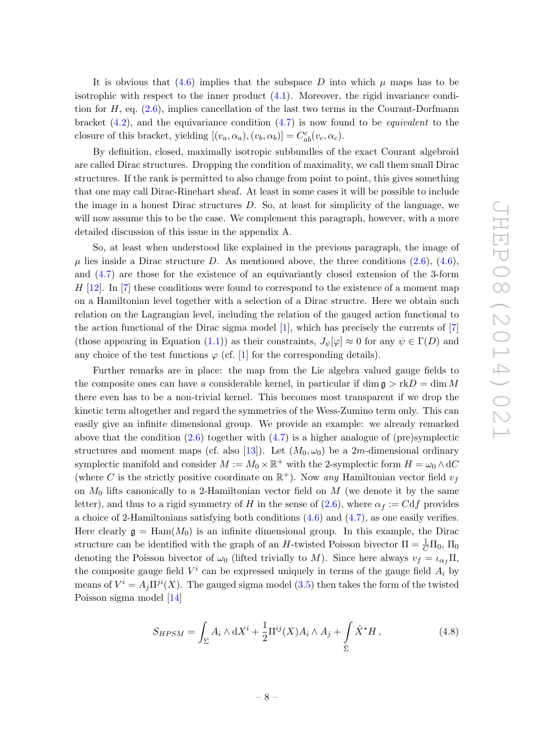It is obvious that (4.6) implies that the subspace $D$ into which $\mu$ maps has to be isotrophic with respect to the inner product (4.1). Moreover, the rigid invariance condition for $H$, eq. (2.6), implies cancellation of the last two terms in the Courant-Dorfmann bracket (4.2), and the equivariance condition (4.7) is now found to be *equivalent* to the closure of this bracket, yielding $[(v_a, \alpha_a), (v_b, \alpha_b)] = C^c_{ab}(v_c, \alpha_c)$.

By definition, closed, maximally isotropic subbundles of the exact Courant algebroid are called Dirac structures. Dropping the condition of maximality, we call them small Dirac structures. If the rank is permitted to also change from point to point, this gives something that one may call Dirac-Rinehart sheaf. At least in some cases it will be possible to include the image in a honest Dirac structures $D$. So, at least for simplicity of the language, we will now assume this to be the case. We complement this paragraph, however, with a more detailed discussion of this issue in the appendix A.

So, at least when understood like explained in the previous paragraph, the image of $\mu$ lies inside a Dirac structure $D$. As mentioned above, the three conditions (2.6), (4.6), and (4.7) are those for the existence of an equivariantly closed extension of the 3-form $H$ [12]. In [7] these conditions were found to correspond to the existence of a moment map on a Hamiltonian level together with a selection of a Dirac structre. Here we obtain such relation on the Lagrangian level, including the relation of the gauged action functional to the action functional of the Dirac sigma model [1], which has precisely the currents of [7] (those appearing in Equation (1.1)) as their constraints, $J_\psi[\varphi] \approx 0$ for any $\psi \in \Gamma(D)$ and any choice of the test functions $\varphi$ (cf. [1] for the corresponding details).

Further remarks are in place: the map from the Lie algebra valued gauge fields to the composite ones can have a considerable kernel, in particular if $\dim \mathfrak{g} > \mathrm{rk} D = \dim M$ there even has to be a non-trivial kernel. This becomes most transparent if we drop the kinetic term altogether and regard the symmetries of the Wess-Zumino term only. This can easily give an infinite dimensional group. We provide an example: we already remarked above that the condition (2.6) together with (4.7) is a higher analogue of (pre)symplectic structures and moment maps (cf. also [13]). Let $(M_0, \omega_0)$ be a $2m$-dimensional ordinary symplectic manifold and consider $M := M_0 \times \mathbb{R}^+$ with the 2-symplectic form $H = \omega_0 \wedge \mathrm{d}C$ (where $C$ is the strictly positive coordinate on $\mathbb{R}^+$). Now *any* Hamiltonian vector field $v_f$ on $M_0$ lifts canonically to a 2-Hamiltonian vector field on $M$ (we denote it by the same letter), and thus to a rigid symmetry of $H$ in the sense of (2.6), where $\alpha_f := C\mathrm{d}f$ provides a choice of 2-Hamiltonians satisfying both conditions (4.6) and (4.7), as one easily verifies. Here clearly $\mathfrak{g} = \mathrm{Ham}(M_0)$ is an infinite dimensional group. In this example, the Dirac structure can be identified with the graph of an $H$-twisted Poisson bivector $\Pi = \frac{1}{C}\Pi_0$, $\Pi_0$ denoting the Poisson bivector of $\omega_0$ (lifted trivially to $M$). Since here always $v_f = \iota_{\alpha_f}\Pi$, the composite gauge field $V^i$ can be expressed uniquely in terms of the gauge field $A_i$ by means of $V^i = A_j \Pi^{ji}(X)$. The gauged sigma model (3.5) then takes the form of the twisted Poisson sigma model [14]

$$S_{HPSM} = \int_\Sigma A_i \wedge \mathrm{d}X^i + \frac{1}{2}\Pi^{ij}(X) A_i \wedge A_j + \int_{\tilde{\Sigma}} \tilde{X}^* H \,, \tag{4.8}$$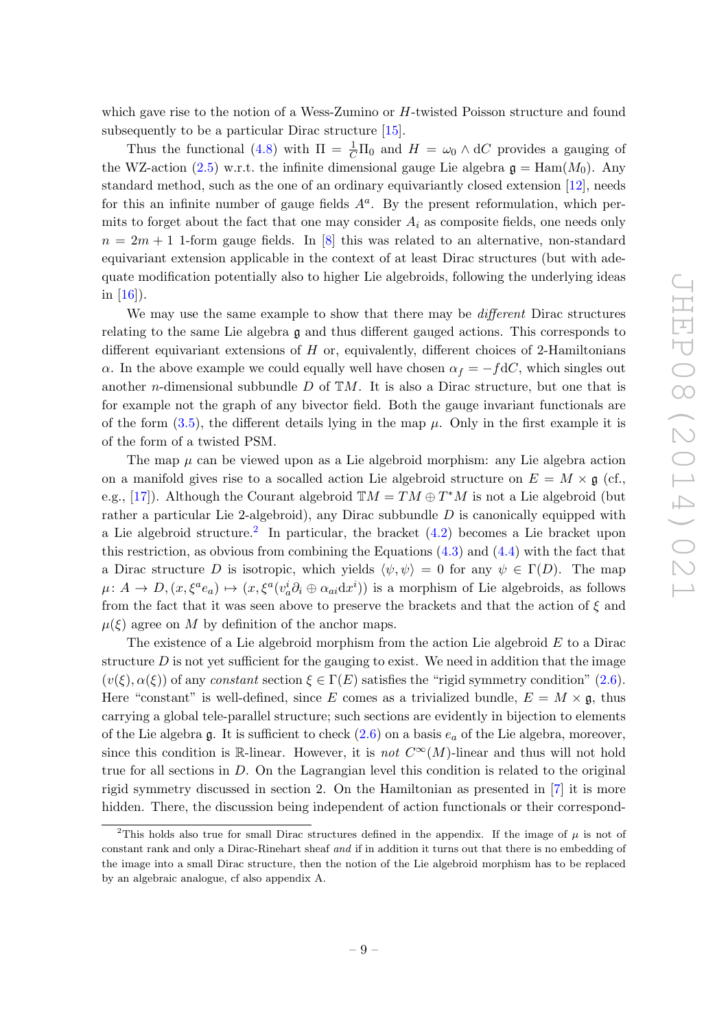which gave rise to the notion of a Wess-Zumino or $H$-twisted Poisson structure and found subsequently to be a particular Dirac structure [15].

Thus the functional (4.8) with $\Pi = \frac{1}{C}\Pi_0$ and $H = \omega_0 \wedge \mathrm{d}C$ provides a gauging of the WZ-action (2.5) w.r.t. the infinite dimensional gauge Lie algebra $\mathfrak{g} = \mathrm{Ham}(M_0)$. Any standard method, such as the one of an ordinary equivariantly closed extension [12], needs for this an infinite number of gauge fields $A^a$. By the present reformulation, which permits to forget about the fact that one may consider $A_i$ as composite fields, one needs only $n = 2m+1$ 1-form gauge fields. In [8] this was related to an alternative, non-standard equivariant extension applicable in the context of at least Dirac structures (but with adequate modification potentially also to higher Lie algebroids, following the underlying ideas in [16]).

We may use the same example to show that there may be *different* Dirac structures relating to the same Lie algebra $\mathfrak{g}$ and thus different gauged actions. This corresponds to different equivariant extensions of $H$ or, equivalently, different choices of 2-Hamiltonians $\alpha$. In the above example we could equally well have chosen $\alpha_f = -f\mathrm{d}C$, which singles out another $n$-dimensional subbundle $D$ of $\mathbb{T}M$. It is also a Dirac structure, but one that is for example not the graph of any bivector field. Both the gauge invariant functionals are of the form (3.5), the different details lying in the map $\mu$. Only in the first example it is of the form of a twisted PSM.

The map $\mu$ can be viewed upon as a Lie algebroid morphism: any Lie algebra action on a manifold gives rise to a socalled action Lie algebroid structure on $E = M \times \mathfrak{g}$ (cf., e.g., [17]). Although the Courant algebroid $\mathbb{T}M = TM \oplus T^*M$ is not a Lie algebroid (but rather a particular Lie 2-algebroid), any Dirac subbundle $D$ is canonically equipped with a Lie algebroid structure.[2] In particular, the bracket (4.2) becomes a Lie bracket upon this restriction, as obvious from combining the Equations (4.3) and (4.4) with the fact that a Dirac structure $D$ is isotropic, which yields $\langle \psi, \psi \rangle = 0$ for any $\psi \in \Gamma(D)$. The map $\mu\colon A \to D, (x, \xi^a e_a) \mapsto (x, \xi^a(v_a^i \partial_i \oplus \alpha_{ai}\mathrm{d}x^i))$ is a morphism of Lie algebroids, as follows from the fact that it was seen above to preserve the brackets and that the action of $\xi$ and $\mu(\xi)$ agree on $M$ by definition of the anchor maps.

The existence of a Lie algebroid morphism from the action Lie algebroid $E$ to a Dirac structure $D$ is not yet sufficient for the gauging to exist. We need in addition that the image $(v(\xi), \alpha(\xi))$ of any *constant* section $\xi \in \Gamma(E)$ satisfies the "rigid symmetry condition" (2.6). Here "constant" is well-defined, since $E$ comes as a trivialized bundle, $E = M \times \mathfrak{g}$, thus carrying a global tele-parallel structure; such sections are evidently in bijection to elements of the Lie algebra $\mathfrak{g}$. It is sufficient to check (2.6) on a basis $e_a$ of the Lie algebra, moreover, since this condition is $\mathbb{R}$-linear. However, it is *not* $C^\infty(M)$-linear and thus will not hold true for all sections in $D$. On the Lagrangian level this condition is related to the original rigid symmetry discussed in section 2. On the Hamiltonian as presented in [7] it is more hidden. There, the discussion being independent of action functionals or their correspond-

---

[2] This holds also true for small Dirac structures defined in the appendix. If the image of $\mu$ is not of constant rank and only a Dirac-Rinehart sheaf *and* if in addition it turns out that there is no embedding of the image into a small Dirac structure, then the notion of the Lie algebroid morphism has to be replaced by an algebraic analogue, cf also appendix A.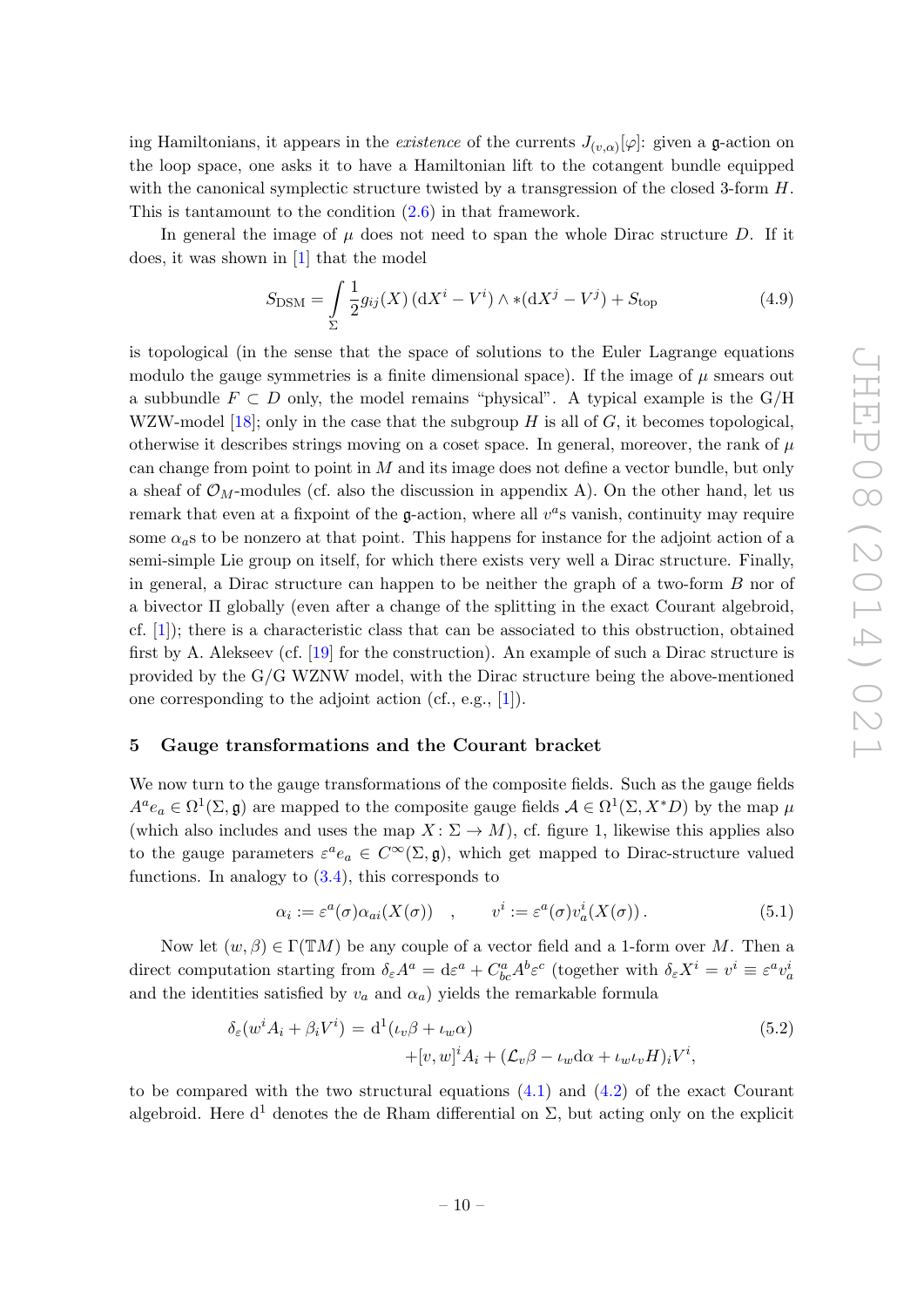ing Hamiltonians, it appears in the *existence* of the currents $J_{(v,\alpha)}[\varphi]$: given a $\mathfrak{g}$-action on the loop space, one asks it to have a Hamiltonian lift to the cotangent bundle equipped with the canonical symplectic structure twisted by a transgression of the closed 3-form $H$. This is tantamount to the condition (2.6) in that framework.

In general the image of $\mu$ does not need to span the whole Dirac structure $D$. If it does, it was shown in [1] that the model

$$S_{\rm DSM} = \int\limits_{\Sigma} \frac{1}{2} g_{ij}(X)\,(\mathrm{d}X^i - V^i) \wedge *(\mathrm{d}X^j - V^j) + S_{\rm top} \tag{4.9}$$

is topological (in the sense that the space of solutions to the Euler Lagrange equations modulo the gauge symmetries is a finite dimensional space). If the image of $\mu$ smears out a subbundle $F \subset D$ only, the model remains "physical". A typical example is the G/H WZW-model [18]; only in the case that the subgroup $H$ is all of $G$, it becomes topological, otherwise it describes strings moving on a coset space. In general, moreover, the rank of $\mu$ can change from point to point in $M$ and its image does not define a vector bundle, but only a sheaf of $\mathcal{O}_M$-modules (cf. also the discussion in appendix A). On the other hand, let us remark that even at a fixpoint of the $\mathfrak{g}$-action, where all $v^a$s vanish, continuity may require some $\alpha_a$s to be nonzero at that point. This happens for instance for the adjoint action of a semi-simple Lie group on itself, for which there exists very well a Dirac structure. Finally, in general, a Dirac structure can happen to be neither the graph of a two-form $B$ nor of a bivector $\Pi$ globally (even after a change of the splitting in the exact Courant algebroid, cf. [1]); there is a characteristic class that can be associated to this obstruction, obtained first by A. Alekseev (cf. [19] for the construction). An example of such a Dirac structure is provided by the G/G WZNW model, with the Dirac structure being the above-mentioned one corresponding to the adjoint action (cf., e.g., [1]).

## 5 Gauge transformations and the Courant bracket

We now turn to the gauge transformations of the composite fields. Such as the gauge fields $A^a e_a \in \Omega^1(\Sigma, \mathfrak{g})$ are mapped to the composite gauge fields $\mathcal{A} \in \Omega^1(\Sigma, X^*D)$ by the map $\mu$ (which also includes and uses the map $X \colon \Sigma \to M$), cf. figure 1, likewise this applies also to the gauge parameters $\varepsilon^a e_a \in C^\infty(\Sigma, \mathfrak{g})$, which get mapped to Dirac-structure valued functions. In analogy to (3.4), this corresponds to

$$\alpha_i := \varepsilon^a(\sigma)\alpha_{ai}(X(\sigma)) \quad , \qquad v^i := \varepsilon^a(\sigma) v_a^i(X(\sigma))\,. \tag{5.1}$$

Now let $(w, \beta) \in \Gamma(\mathbb{T}M)$ be any couple of a vector field and a 1-form over $M$. Then a direct computation starting from $\delta_\varepsilon A^a = \mathrm{d}\varepsilon^a + C^a_{bc} A^b \varepsilon^c$ (together with $\delta_\varepsilon X^i = v^i \equiv \varepsilon^a v_a^i$ and the identities satisfied by $v_a$ and $\alpha_a$) yields the remarkable formula

$$\begin{aligned}\delta_\varepsilon(w^i A_i + \beta_i V^i) = \mathrm{d}^1(\iota_v \beta + \iota_w \alpha)& \\ +[v, w]^i A_i + (\mathcal{L}_v \beta - \iota_w \mathrm{d}\alpha + \iota_w \iota_v H)_i V^i&,\end{aligned} \tag{5.2}$$

to be compared with the two structural equations (4.1) and (4.2) of the exact Courant algebroid. Here $\mathrm{d}^1$ denotes the de Rham differential on $\Sigma$, but acting only on the explicit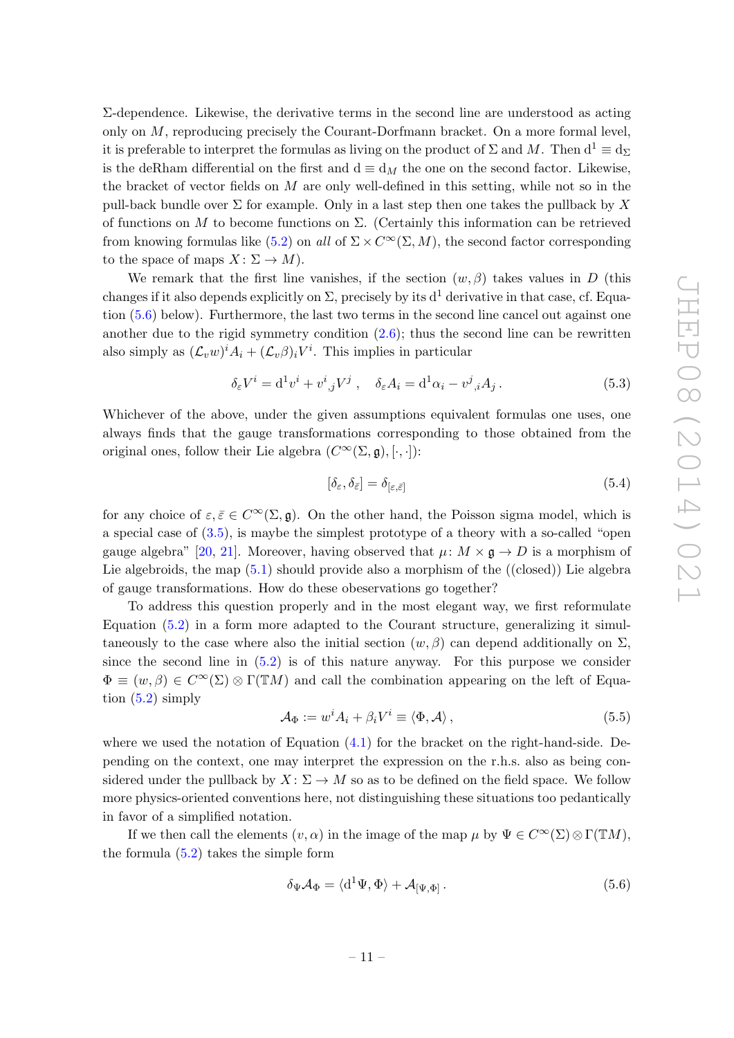$\Sigma$-dependence. Likewise, the derivative terms in the second line are understood as acting only on $M$, reproducing precisely the Courant-Dorfmann bracket. On a more formal level, it is preferable to interpret the formulas as living on the product of $\Sigma$ and $M$. Then $\mathrm{d}^1 \equiv \mathrm{d}_\Sigma$ is the deRham differential on the first and $\mathrm{d} \equiv \mathrm{d}_M$ the one on the second factor. Likewise, the bracket of vector fields on $M$ are only well-defined in this setting, while not so in the pull-back bundle over $\Sigma$ for example. Only in a last step then one takes the pullback by $X$ of functions on $M$ to become functions on $\Sigma$. (Certainly this information can be retrieved from knowing formulas like (5.2) on *all* of $\Sigma \times C^\infty(\Sigma, M)$, the second factor corresponding to the space of maps $X \colon \Sigma \to M$).

We remark that the first line vanishes, if the section $(w, \beta)$ takes values in $D$ (this changes if it also depends explicitly on $\Sigma$, precisely by its $\mathrm{d}^1$ derivative in that case, cf. Equation (5.6) below). Furthermore, the last two terms in the second line cancel out against one another due to the rigid symmetry condition (2.6); thus the second line can be rewritten also simply as $(\mathcal{L}_v w)^i A_i + (\mathcal{L}_v \beta)_i V^i$. This implies in particular

$$\delta_\varepsilon V^i = \mathrm{d}^1 v^i + v^i{}_{,j} V^j \;, \quad \delta_\varepsilon A_i = \mathrm{d}^1 \alpha_i - v^j{}_{,i} A_j \,. \tag{5.3}$$

Whichever of the above, under the given assumptions equivalent formulas one uses, one always finds that the gauge transformations corresponding to those obtained from the original ones, follow their Lie algebra $(C^\infty(\Sigma, \mathfrak{g}), [\cdot, \cdot])$:

$$[\delta_\varepsilon, \delta_{\bar{\varepsilon}}] = \delta_{[\varepsilon, \bar{\varepsilon}]} \tag{5.4}$$

for any choice of $\varepsilon, \bar{\varepsilon} \in C^\infty(\Sigma, \mathfrak{g})$. On the other hand, the Poisson sigma model, which is a special case of (3.5), is maybe the simplest prototype of a theory with a so-called "open gauge algebra" [20, 21]. Moreover, having observed that $\mu \colon M \times \mathfrak{g} \to D$ is a morphism of Lie algebroids, the map (5.1) should provide also a morphism of the ((closed)) Lie algebra of gauge transformations. How do these obeservations go together?

To address this question properly and in the most elegant way, we first reformulate Equation (5.2) in a form more adapted to the Courant structure, generalizing it simultaneously to the case where also the initial section $(w, \beta)$ can depend additionally on $\Sigma$, since the second line in (5.2) is of this nature anyway. For this purpose we consider $\Phi \equiv (w, \beta) \in C^\infty(\Sigma) \otimes \Gamma(\mathbb{T}M)$ and call the combination appearing on the left of Equation (5.2) simply

$$\mathcal{A}_\Phi := w^i A_i + \beta_i V^i \equiv \langle \Phi, \mathcal{A} \rangle \,, \tag{5.5}$$

where we used the notation of Equation (4.1) for the bracket on the right-hand-side. Depending on the context, one may interpret the expression on the r.h.s. also as being considered under the pullback by $X \colon \Sigma \to M$ so as to be defined on the field space. We follow more physics-oriented conventions here, not distinguishing these situations too pedantically in favor of a simplified notation.

If we then call the elements $(v, \alpha)$ in the image of the map $\mu$ by $\Psi \in C^\infty(\Sigma) \otimes \Gamma(\mathbb{T}M)$, the formula (5.2) takes the simple form

$$\delta_\Psi \mathcal{A}_\Phi = \langle \mathrm{d}^1 \Psi, \Phi \rangle + \mathcal{A}_{[\Psi, \Phi]} \,. \tag{5.6}$$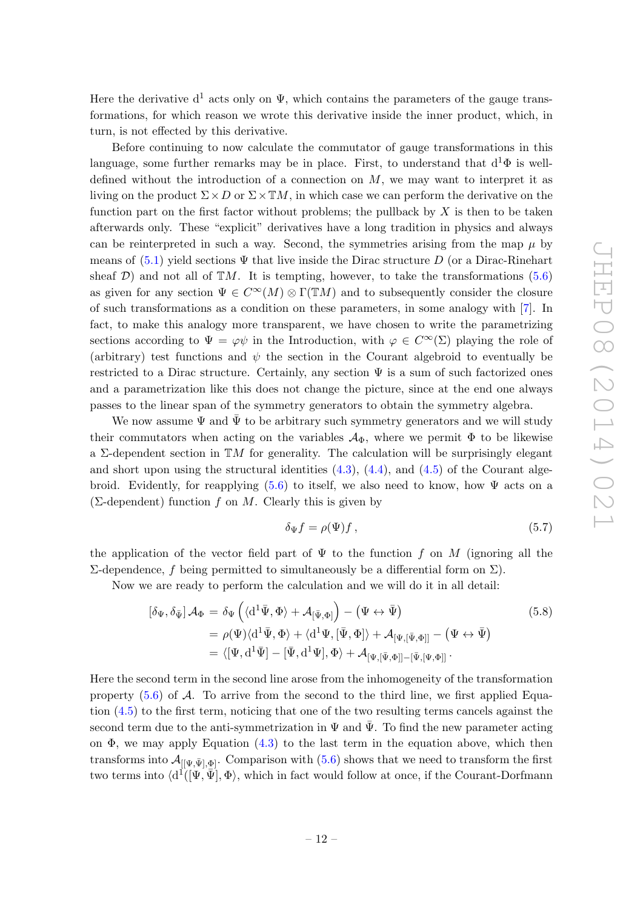Here the derivative $\mathrm{d}^1$ acts only on $\Psi$, which contains the parameters of the gauge transformations, for which reason we wrote this derivative inside the inner product, which, in turn, is not effected by this derivative.

Before continuing to now calculate the commutator of gauge transformations in this language, some further remarks may be in place. First, to understand that $\mathrm{d}^1\Phi$ is well-defined without the introduction of a connection on $M$, we may want to interpret it as living on the product $\Sigma \times D$ or $\Sigma \times \mathbb{T}M$, in which case we can perform the derivative on the function part on the first factor without problems; the pullback by $X$ is then to be taken afterwards only. These "explicit" derivatives have a long tradition in physics and always can be reinterpreted in such a way. Second, the symmetries arising from the map $\mu$ by means of (5.1) yield sections $\Psi$ that live inside the Dirac structure $D$ (or a Dirac-Rinehart sheaf $\mathcal{D}$) and not all of $\mathbb{T}M$. It is tempting, however, to take the transformations (5.6) as given for any section $\Psi \in C^\infty(M) \otimes \Gamma(\mathbb{T}M)$ and to subsequently consider the closure of such transformations as a condition on these parameters, in some analogy with [7]. In fact, to make this analogy more transparent, we have chosen to write the parametrizing sections according to $\Psi = \varphi\psi$ in the Introduction, with $\varphi \in C^\infty(\Sigma)$ playing the role of (arbitrary) test functions and $\psi$ the section in the Courant algebroid to eventually be restricted to a Dirac structure. Certainly, any section $\Psi$ is a sum of such factorized ones and a parametrization like this does not change the picture, since at the end one always passes to the linear span of the symmetry generators to obtain the symmetry algebra.

We now assume $\Psi$ and $\bar{\Psi}$ to be arbitrary such symmetry generators and we will study their commutators when acting on the variables $\mathcal{A}_\Phi$, where we permit $\Phi$ to be likewise a $\Sigma$-dependent section in $\mathbb{T}M$ for generality. The calculation will be surprisingly elegant and short upon using the structural identities (4.3), (4.4), and (4.5) of the Courant algebroid. Evidently, for reapplying (5.6) to itself, we also need to know, how $\Psi$ acts on a ($\Sigma$-dependent) function $f$ on $M$. Clearly this is given by

$$\delta_\Psi f = \rho(\Psi) f\,, \tag{5.7}$$

the application of the vector field part of $\Psi$ to the function $f$ on $M$ (ignoring all the $\Sigma$-dependence, $f$ being permitted to simultaneously be a differential form on $\Sigma$).

Now we are ready to perform the calculation and we will do it in all detail:

$$\begin{aligned}
[\delta_\Psi, \delta_{\bar{\Psi}}]\, \mathcal{A}_\Phi &= \delta_\Psi \left( \langle \mathrm{d}^1 \bar{\Psi}, \Phi \rangle + \mathcal{A}_{[\bar{\Psi}, \Phi]} \right) - \left( \Psi \leftrightarrow \bar{\Psi} \right) \\
&= \rho(\Psi) \langle \mathrm{d}^1 \bar{\Psi}, \Phi \rangle + \langle \mathrm{d}^1 \Psi, [\bar{\Psi}, \Phi] \rangle + \mathcal{A}_{[\Psi, [\bar{\Psi}, \Phi]]} - \left( \Psi \leftrightarrow \bar{\Psi} \right) \\
&= \langle [\Psi, \mathrm{d}^1 \bar{\Psi}] - [\bar{\Psi}, \mathrm{d}^1 \Psi], \Phi \rangle + \mathcal{A}_{[\Psi, [\bar{\Psi}, \Phi]] - [\bar{\Psi}, [\Psi, \Phi]]}\,.
\end{aligned} \tag{5.8}$$

Here the second term in the second line arose from the inhomogeneity of the transformation property (5.6) of $\mathcal{A}$. To arrive from the second to the third line, we first applied Equation (4.5) to the first term, noticing that one of the two resulting terms cancels against the second term due to the anti-symmetrization in $\Psi$ and $\bar{\Psi}$. To find the new parameter acting on $\Phi$, we may apply Equation (4.3) to the last term in the equation above, which then transforms into $\mathcal{A}_{[[\Psi, \bar{\Psi}], \Phi]}$. Comparison with (5.6) shows that we need to transform the first two terms into $\langle \mathrm{d}^1([\Psi, \bar{\Psi}], \Phi \rangle$, which in fact would follow at once, if the Courant-Dorfmann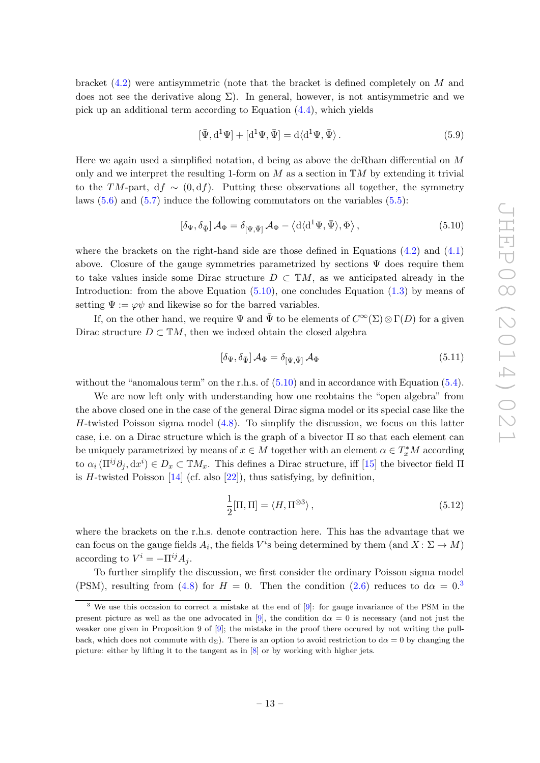bracket (4.2) were antisymmetric (note that the bracket is defined completely on $M$ and does not see the derivative along $\Sigma$). In general, however, is not antisymmetric and we pick up an additional term according to Equation (4.4), which yields

$$[\bar{\Psi}, \mathrm{d}^1\Psi] + [\mathrm{d}^1\Psi, \bar{\Psi}] = \mathrm{d}\langle \mathrm{d}^1\Psi, \bar{\Psi}\rangle \,. \tag{5.9}$$

Here we again used a simplified notation, d being as above the deRham differential on $M$ only and we interpret the resulting 1-form on $M$ as a section in $\mathbb{T}M$ by extending it trivial to the $TM$-part, $\mathrm{d}f \sim (0, \mathrm{d}f)$. Putting these observations all together, the symmetry laws (5.6) and (5.7) induce the following commutators on the variables (5.5):

$$[\delta_\Psi, \delta_{\bar{\Psi}}] \, \mathcal{A}_\Phi = \delta_{[\Psi,\bar{\Psi}]} \, \mathcal{A}_\Phi - \left\langle \mathrm{d}\langle \mathrm{d}^1\Psi, \bar{\Psi}\rangle, \Phi \right\rangle , \tag{5.10}$$

where the brackets on the right-hand side are those defined in Equations (4.2) and (4.1) above. Closure of the gauge symmetries parametrized by sections $\Psi$ does require them to take values inside some Dirac structure $D \subset \mathbb{T}M$, as we anticipated already in the Introduction: from the above Equation (5.10), one concludes Equation (1.3) by means of setting $\Psi := \varphi\psi$ and likewise so for the barred variables.

If, on the other hand, we require $\Psi$ and $\bar{\Psi}$ to be elements of $C^\infty(\Sigma) \otimes \Gamma(D)$ for a given Dirac structure $D \subset \mathbb{T}M$, then we indeed obtain the closed algebra

$$[\delta_\Psi, \delta_{\bar{\Psi}}] \, \mathcal{A}_\Phi = \delta_{[\Psi,\bar{\Psi}]} \, \mathcal{A}_\Phi \tag{5.11}$$

without the "anomalous term" on the r.h.s. of (5.10) and in accordance with Equation (5.4).

We are now left only with understanding how one reobtains the "open algebra" from the above closed one in the case of the general Dirac sigma model or its special case like the $H$-twisted Poisson sigma model (4.8). To simplify the discussion, we focus on this latter case, i.e. on a Dirac structure which is the graph of a bivector $\Pi$ so that each element can be uniquely parametrized by means of $x \in M$ together with an element $\alpha \in T^*_xM$ according to $\alpha_i \, (\Pi^{ij}\partial_j, \mathrm{d}x^i) \in D_x \subset \mathbb{T}M_x$. This defines a Dirac structure, iff [15] the bivector field $\Pi$ is $H$-twisted Poisson [14] (cf. also [22]), thus satisfying, by definition,

$$\frac{1}{2}[\Pi, \Pi] = \langle H, \Pi^{\otimes 3}\rangle \,, \tag{5.12}$$

where the brackets on the r.h.s. denote contraction here. This has the advantage that we can focus on the gauge fields $A_i$, the fields $V^i$s being determined by them (and $X \colon \Sigma \to M$) according to $V^i = -\Pi^{ij} A_j$.

To further simplify the discussion, we first consider the ordinary Poisson sigma model (PSM), resulting from (4.8) for $H = 0$. Then the condition (2.6) reduces to $\mathrm{d}\alpha = 0$.[3]

[3] We use this occasion to correct a mistake at the end of [9]: for gauge invariance of the PSM in the present picture as well as the one advocated in [9], the condition $\mathrm{d}\alpha = 0$ is necessary (and not just the weaker one given in Proposition 9 of [9]; the mistake in the proof there occured by not writing the pull-back, which does not commute with $\mathrm{d}_\Sigma$). There is an option to avoid restriction to $\mathrm{d}\alpha = 0$ by changing the picture: either by lifting it to the tangent as in [8] or by working with higher jets.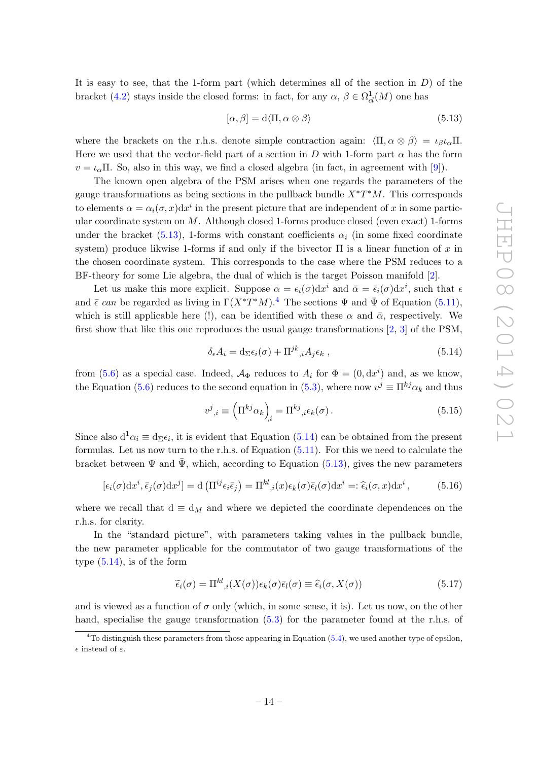It is easy to see, that the 1-form part (which determines all of the section in $D$) of the bracket (4.2) stays inside the closed forms: in fact, for any $\alpha$, $\beta \in \Omega^1_{cl}(M)$ one has

$$[\alpha, \beta] = \mathrm{d}\langle \Pi, \alpha \otimes \beta \rangle \tag{5.13}$$

where the brackets on the r.h.s. denote simple contraction again: $\langle \Pi, \alpha \otimes \beta \rangle = \iota_\beta \iota_\alpha \Pi$. Here we used that the vector-field part of a section in $D$ with 1-form part $\alpha$ has the form $v = \iota_\alpha \Pi$. So, also in this way, we find a closed algebra (in fact, in agreement with [9]).

The known open algebra of the PSM arises when one regards the parameters of the gauge transformations as being sections in the pullback bundle $X^*T^*M$. This corresponds to elements $\alpha = \alpha_i(\sigma, x)\mathrm{d}x^i$ in the present picture that are independent of $x$ in some particular coordinate system on $M$. Although closed 1-forms produce closed (even exact) 1-forms under the bracket (5.13), 1-forms with constant coefficients $\alpha_i$ (in some fixed coordinate system) produce likwise 1-forms if and only if the bivector $\Pi$ is a linear function of $x$ in the chosen coordinate system. This corresponds to the case where the PSM reduces to a BF-theory for some Lie algebra, the dual of which is the target Poisson manifold [2].

Let us make this more explicit. Suppose $\alpha = \epsilon_i(\sigma)\mathrm{d}x^i$ and $\bar{\alpha} = \bar{\epsilon}_i(\sigma)\mathrm{d}x^i$, such that $\epsilon$ and $\bar{\epsilon}$ *can* be regarded as living in $\Gamma(X^*T^*M)$.[4] The sections $\Psi$ and $\bar{\Psi}$ of Equation (5.11), which is still applicable here (!), can be identified with these $\alpha$ and $\bar{\alpha}$, respectively. We first show that like this one reproduces the usual gauge transformations [2, 3] of the PSM,

$$\delta_\epsilon A_i = \mathrm{d}_\Sigma \epsilon_i(\sigma) + \Pi^{jk}{}_{,i} A_j \epsilon_k \,, \tag{5.14}$$

from (5.6) as a special case. Indeed, $\mathcal{A}_\Phi$ reduces to $A_i$ for $\Phi = (0, \mathrm{d}x^i)$ and, as we know, the Equation (5.6) reduces to the second equation in (5.3), where now $v^j \equiv \Pi^{kj}\alpha_k$ and thus

$$v^j{}_{,i} \equiv \left(\Pi^{kj}\alpha_k\right)_{,i} = \Pi^{kj}{}_{,i}\epsilon_k(\sigma)\,. \tag{5.15}$$

Since also $\mathrm{d}^1\alpha_i \equiv \mathrm{d}_\Sigma \epsilon_i$, it is evident that Equation (5.14) can be obtained from the present formulas. Let us now turn to the r.h.s. of Equation (5.11). For this we need to calculate the bracket between $\Psi$ and $\bar{\Psi}$, which, according to Equation (5.13), gives the new parameters

$$[\epsilon_i(\sigma)\mathrm{d}x^i, \bar{\epsilon}_j(\sigma)\mathrm{d}x^j] = \mathrm{d}\left(\Pi^{ij}\epsilon_i\bar{\epsilon}_j\right) = \Pi^{kl}{}_{,i}(x)\epsilon_k(\sigma)\bar{\epsilon}_l(\sigma)\mathrm{d}x^i =: \widehat{\epsilon}_i(\sigma, x)\mathrm{d}x^i\,, \tag{5.16}$$

where we recall that $\mathrm{d} \equiv \mathrm{d}_M$ and where we depicted the coordinate dependences on the r.h.s. for clarity.

In the "standard picture", with parameters taking values in the pullback bundle, the new parameter applicable for the commutator of two gauge transformations of the type (5.14), is of the form

$$\widetilde{\epsilon}_i(\sigma) = \Pi^{kl}{}_{,i}(X(\sigma))\epsilon_k(\sigma)\bar{\epsilon}_l(\sigma) \equiv \widehat{\epsilon}_i(\sigma, X(\sigma)) \tag{5.17}$$

and is viewed as a function of $\sigma$ only (which, in some sense, it is). Let us now, on the other hand, specialise the gauge transformation (5.3) for the parameter found at the r.h.s. of

[4] To distinguish these parameters from those appearing in Equation (5.4), we used another type of epsilon, $\epsilon$ instead of $\varepsilon$.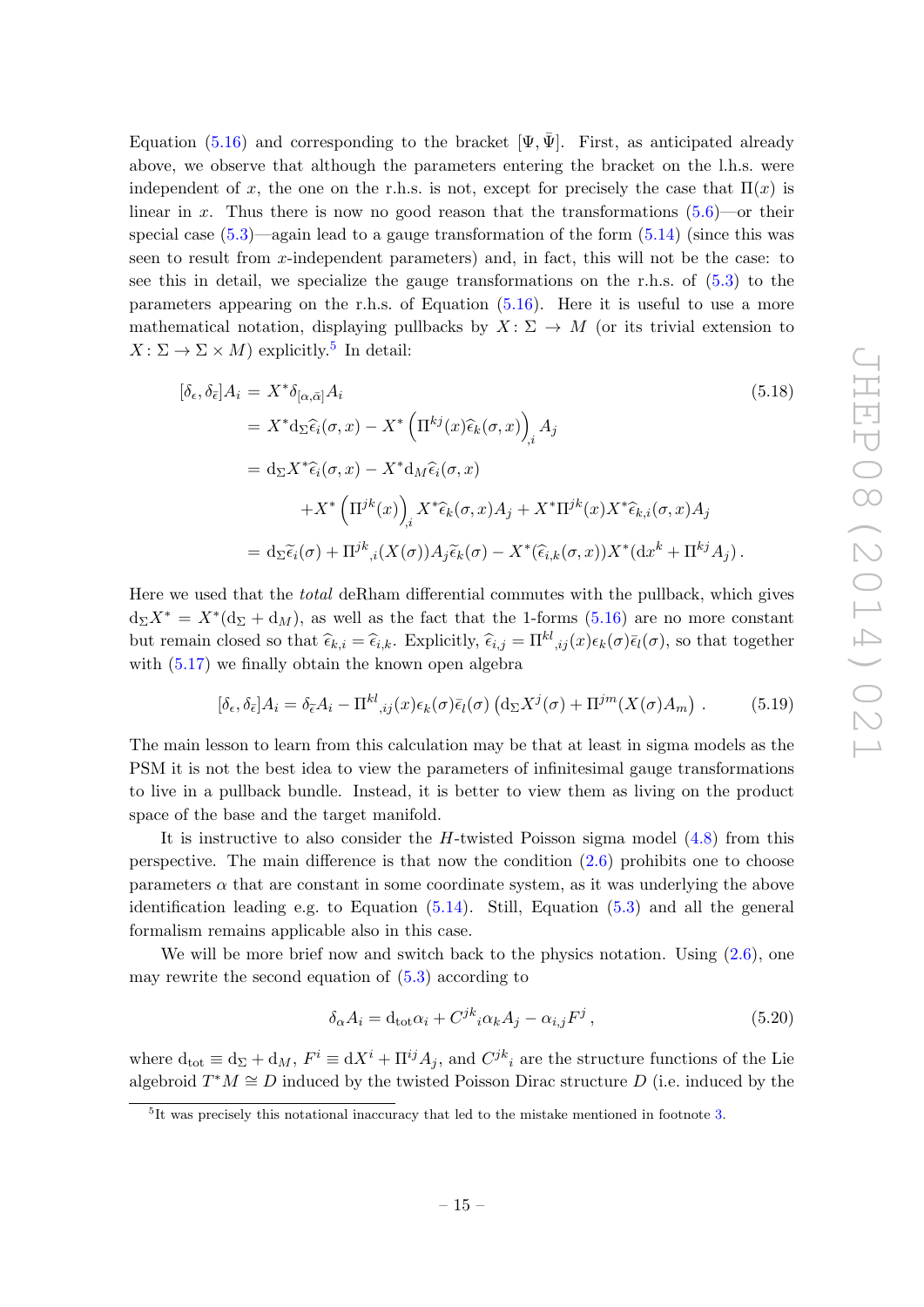Equation (5.16) and corresponding to the bracket $[\Psi, \bar{\Psi}]$. First, as anticipated already above, we observe that although the parameters entering the bracket on the l.h.s. were independent of $x$, the one on the r.h.s. is not, except for precisely the case that $\Pi(x)$ is linear in $x$. Thus there is now no good reason that the transformations (5.6)—or their special case (5.3)—again lead to a gauge transformation of the form (5.14) (since this was seen to result from $x$-independent parameters) and, in fact, this will not be the case: to see this in detail, we specialize the gauge transformations on the r.h.s. of (5.3) to the parameters appearing on the r.h.s. of Equation (5.16). Here it is useful to use a more mathematical notation, displaying pullbacks by $X\colon \Sigma \to M$ (or its trivial extension to $X\colon \Sigma \to \Sigma \times M$) explicitly.[5] In detail:

$$
\begin{aligned}
[\delta_\epsilon, \delta_{\bar{\epsilon}}] A_i &= X^* \delta_{[\alpha,\bar{\alpha}]} A_i \\
&= X^* \mathrm{d}_\Sigma \widehat{\epsilon}_i(\sigma, x) - X^* \Big( \Pi^{kj}(x) \widehat{\epsilon}_k(\sigma, x) \Big)_{,i} A_j \\
&= \mathrm{d}_\Sigma X^* \widehat{\epsilon}_i(\sigma, x) - X^* \mathrm{d}_M \widehat{\epsilon}_i(\sigma, x) \\
&\qquad + X^* \Big( \Pi^{jk}(x) \Big)_{,i} X^* \widehat{\epsilon}_k(\sigma, x) A_j + X^* \Pi^{jk}(x) X^* \widehat{\epsilon}_{k,i}(\sigma, x) A_j \\
&= \mathrm{d}_\Sigma \widetilde{\epsilon}_i(\sigma) + \Pi^{jk}{}_{,i}(X(\sigma)) A_j \widetilde{\epsilon}_k(\sigma) - X^*(\widehat{\epsilon}_{i,k}(\sigma, x)) X^*(\mathrm{d}x^k + \Pi^{kj} A_j)\,.
\end{aligned}
\tag{5.18}
$$

Here we used that the *total* deRham differential commutes with the pullback, which gives $\mathrm{d}_\Sigma X^* = X^*(\mathrm{d}_\Sigma + \mathrm{d}_M)$, as well as the fact that the 1-forms (5.16) are no more constant but remain closed so that $\widehat{\epsilon}_{k,i} = \widehat{\epsilon}_{i,k}$. Explicitly, $\widehat{\epsilon}_{i,j} = \Pi^{kl}{}_{,ij}(x) \epsilon_k(\sigma) \bar{\epsilon}_l(\sigma)$, so that together with (5.17) we finally obtain the known open algebra

$$
[\delta_\epsilon, \delta_{\bar{\epsilon}}] A_i = \delta_{\widetilde{\epsilon}} A_i - \Pi^{kl}{}_{,ij}(x) \epsilon_k(\sigma) \bar{\epsilon}_l(\sigma) \left( \mathrm{d}_\Sigma X^j(\sigma) + \Pi^{jm}(X(\sigma) A_m \right)\,. \tag{5.19}
$$

The main lesson to learn from this calculation may be that at least in sigma models as the PSM it is not the best idea to view the parameters of infinitesimal gauge transformations to live in a pullback bundle. Instead, it is better to view them as living on the product space of the base and the target manifold.

It is instructive to also consider the $H$-twisted Poisson sigma model (4.8) from this perspective. The main difference is that now the condition (2.6) prohibits one to choose parameters $\alpha$ that are constant in some coordinate system, as it was underlying the above identification leading e.g. to Equation (5.14). Still, Equation (5.3) and all the general formalism remains applicable also in this case.

We will be more brief now and switch back to the physics notation. Using (2.6), one may rewrite the second equation of (5.3) according to

$$
\delta_\alpha A_i = \mathrm{d}_{\mathrm{tot}} \alpha_i + C^{jk}{}_i \alpha_k A_j - \alpha_{i,j} F^j\,, \tag{5.20}
$$

where $\mathrm{d}_{\mathrm{tot}} \equiv \mathrm{d}_\Sigma + \mathrm{d}_M$, $F^i \equiv \mathrm{d}X^i + \Pi^{ij} A_j$, and $C^{jk}{}_i$ are the structure functions of the Lie algebroid $T^*M \cong D$ induced by the twisted Poisson Dirac structure $D$ (i.e. induced by the

[5] It was precisely this notational inaccuracy that led to the mistake mentioned in footnote 3.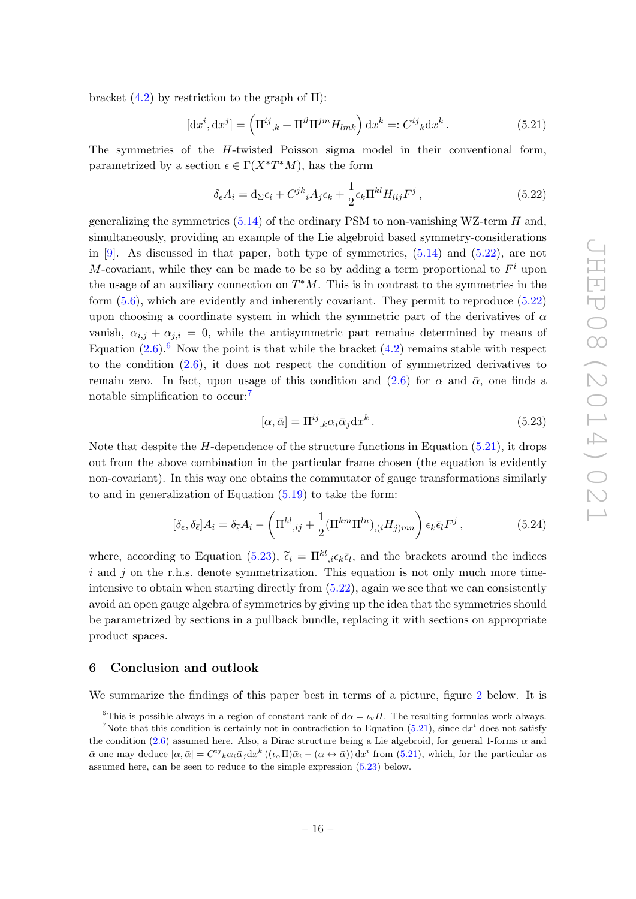bracket (4.2) by restriction to the graph of $\Pi$):

$$[\mathrm{d}x^i, \mathrm{d}x^j] = \left(\Pi^{ij}{}_{,k} + \Pi^{il}\Pi^{jm}H_{lmk}\right)\mathrm{d}x^k =: C^{ij}{}_k \mathrm{d}x^k \,. \tag{5.21}$$

The symmetries of the $H$-twisted Poisson sigma model in their conventional form, parametrized by a section $\epsilon \in \Gamma(X^*T^*M)$, has the form

$$\delta_\epsilon A_i = \mathrm{d}_\Sigma \epsilon_i + C^{jk}{}_i A_j \epsilon_k + \frac{1}{2}\epsilon_k \Pi^{kl} H_{lij} F^j \,, \tag{5.22}$$

generalizing the symmetries (5.14) of the ordinary PSM to non-vanishing WZ-term $H$ and, simultaneously, providing an example of the Lie algebroid based symmetry-considerations in [9]. As discussed in that paper, both type of symmetries, (5.14) and (5.22), are not $M$-covariant, while they can be made to be so by adding a term proportional to $F^i$ upon the usage of an auxiliary connection on $T^*M$. This is in contrast to the symmetries in the form (5.6), which are evidently and inherently covariant. They permit to reproduce (5.22) upon choosing a coordinate system in which the symmetric part of the derivatives of $\alpha$ vanish, $\alpha_{i,j} + \alpha_{j,i} = 0$, while the antisymmetric part remains determined by means of Equation (2.6).[6] Now the point is that while the bracket (4.2) remains stable with respect to the condition (2.6), it does not respect the condition of symmetrized derivatives to remain zero. In fact, upon usage of this condition and (2.6) for $\alpha$ and $\bar{\alpha}$, one finds a notable simplification to occur:[7]

$$[\alpha, \bar{\alpha}] = \Pi^{ij}{}_{,k}\alpha_i \bar{\alpha}_j \mathrm{d}x^k \,. \tag{5.23}$$

Note that despite the $H$-dependence of the structure functions in Equation (5.21), it drops out from the above combination in the particular frame chosen (the equation is evidently non-covariant). In this way one obtains the commutator of gauge transformations similarly to and in generalization of Equation (5.19) to take the form:

$$[\delta_\epsilon, \delta_{\bar{\epsilon}}]A_i = \delta_{\widetilde{\epsilon}} A_i - \left(\Pi^{kl}{}_{,ij} + \frac{1}{2}(\Pi^{km}\Pi^{ln})_{,(i}H_{j)mn}\right)\epsilon_k \bar{\epsilon}_l F^j \,, \tag{5.24}$$

where, according to Equation (5.23), $\widetilde{\epsilon}_i = \Pi^{kl}{}_{,i}\epsilon_k \bar{\epsilon}_l$, and the brackets around the indices $i$ and $j$ on the r.h.s. denote symmetrization. This equation is not only much more time-intensive to obtain when starting directly from (5.22), again we see that we can consistently avoid an open gauge algebra of symmetries by giving up the idea that the symmetries should be parametrized by sections in a pullback bundle, replacing it with sections on appropriate product spaces.

## 6 Conclusion and outlook

We summarize the findings of this paper best in terms of a picture, figure 2 below. It is

[6] This is possible always in a region of constant rank of $\mathrm{d}\alpha = \iota_v H$. The resulting formulas work always.

[7] Note that this condition is certainly not in contradiction to Equation (5.21), since $\mathrm{d}x^i$ does not satisfy the condition (2.6) assumed here. Also, a Dirac structure being a Lie algebroid, for general 1-forms $\alpha$ and $\bar{\alpha}$ one may deduce $[\alpha, \bar{\alpha}] = C^{ij}{}_k \alpha_i \bar{\alpha}_j \mathrm{d}x^k$ $((\iota_\alpha \Pi)\bar{\alpha}_i - (\alpha \leftrightarrow \bar{\alpha}))\,\mathrm{d}x^i$ from (5.21), which, for the particular $\alpha$s assumed here, can be seen to reduce to the simple expression (5.23) below.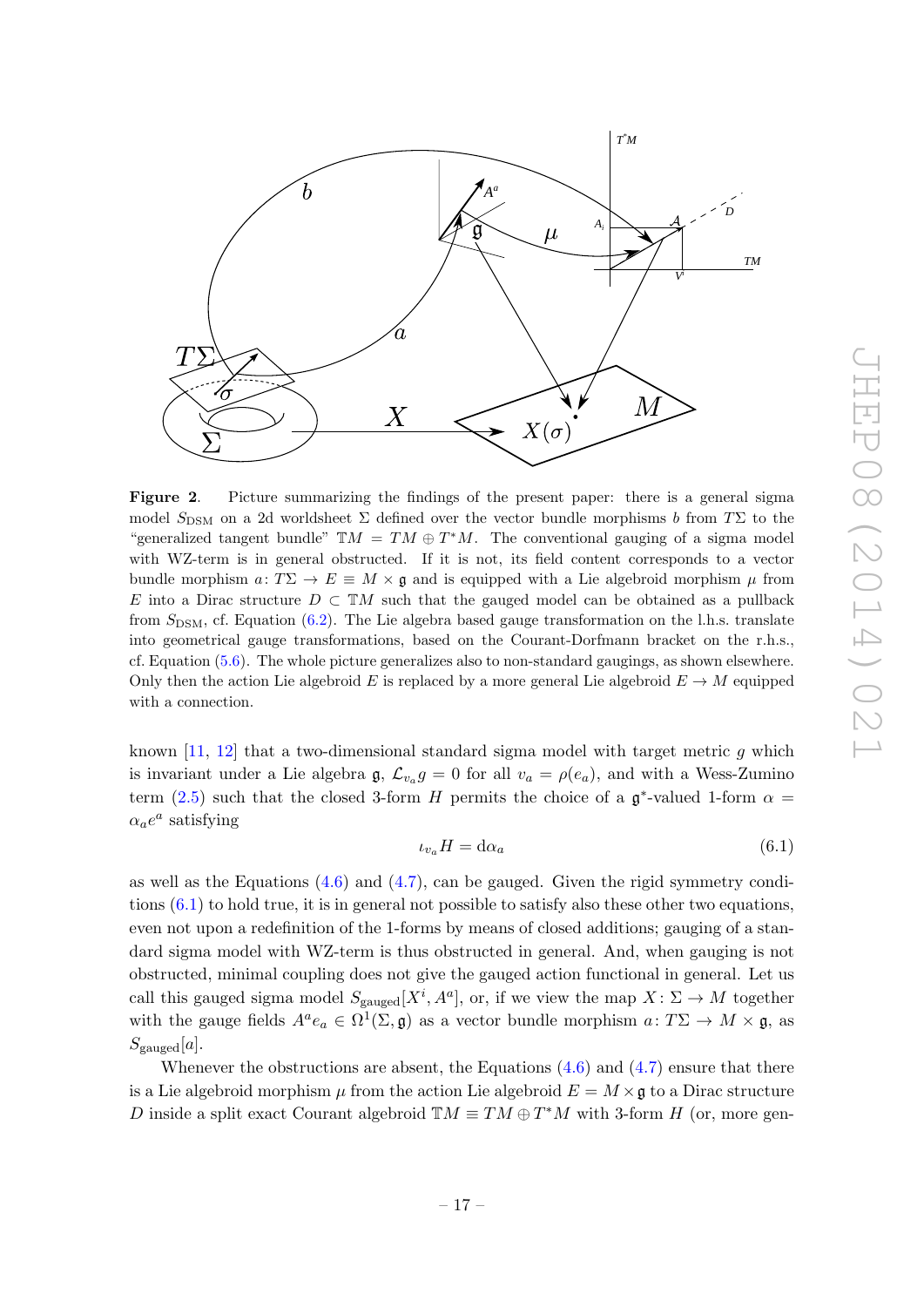**Figure 2**. Picture summarizing the findings of the present paper: there is a general sigma model $S_{\rm DSM}$ on a 2d worldsheet $\Sigma$ defined over the vector bundle morphisms $b$ from $T\Sigma$ to the "generalized tangent bundle" $\mathbb{T}M = TM \oplus T^*M$. The conventional gauging of a sigma model with WZ-term is in general obstructed. If it is not, its field content corresponds to a vector bundle morphism $a\colon T\Sigma \to E \equiv M \times \mathfrak{g}$ and is equipped with a Lie algebroid morphism $\mu$ from $E$ into a Dirac structure $D \subset \mathbb{T}M$ such that the gauged model can be obtained as a pullback from $S_{\rm DSM}$, cf. Equation (6.2). The Lie algebra based gauge transformation on the l.h.s. translate into geometrical gauge transformations, based on the Courant-Dorfmann bracket on the r.h.s., cf. Equation (5.6). The whole picture generalizes also to non-standard gaugings, as shown elsewhere. Only then the action Lie algebroid $E$ is replaced by a more general Lie algebroid $E \to M$ equipped with a connection.

known [11, 12] that a two-dimensional standard sigma model with target metric $g$ which is invariant under a Lie algebra $\mathfrak{g}$, $\mathcal{L}_{v_a} g = 0$ for all $v_a = \rho(e_a)$, and with a Wess-Zumino term (2.5) such that the closed 3-form $H$ permits the choice of a $\mathfrak{g}^*$-valued 1-form $\alpha = \alpha_a e^a$ satisfying

$$\iota_{v_a} H = \mathrm{d}\alpha_a \tag{6.1}$$

as well as the Equations (4.6) and (4.7), can be gauged. Given the rigid symmetry conditions (6.1) to hold true, it is in general not possible to satisfy also these other two equations, even not upon a redefinition of the 1-forms by means of closed additions; gauging of a standard sigma model with WZ-term is thus obstructed in general. And, when gauging is not obstructed, minimal coupling does not give the gauged action functional in general. Let us call this gauged sigma model $S_{\rm gauged}[X^i, A^a]$, or, if we view the map $X\colon \Sigma \to M$ together with the gauge fields $A^a e_a \in \Omega^1(\Sigma, \mathfrak{g})$ as a vector bundle morphism $a\colon T\Sigma \to M \times \mathfrak{g}$, as $S_{\rm gauged}[a]$.

Whenever the obstructions are absent, the Equations (4.6) and (4.7) ensure that there is a Lie algebroid morphism $\mu$ from the action Lie algebroid $E = M \times \mathfrak{g}$ to a Dirac structure $D$ inside a split exact Courant algebroid $\mathbb{T}M \equiv TM \oplus T^*M$ with 3-form $H$ (or, more gen-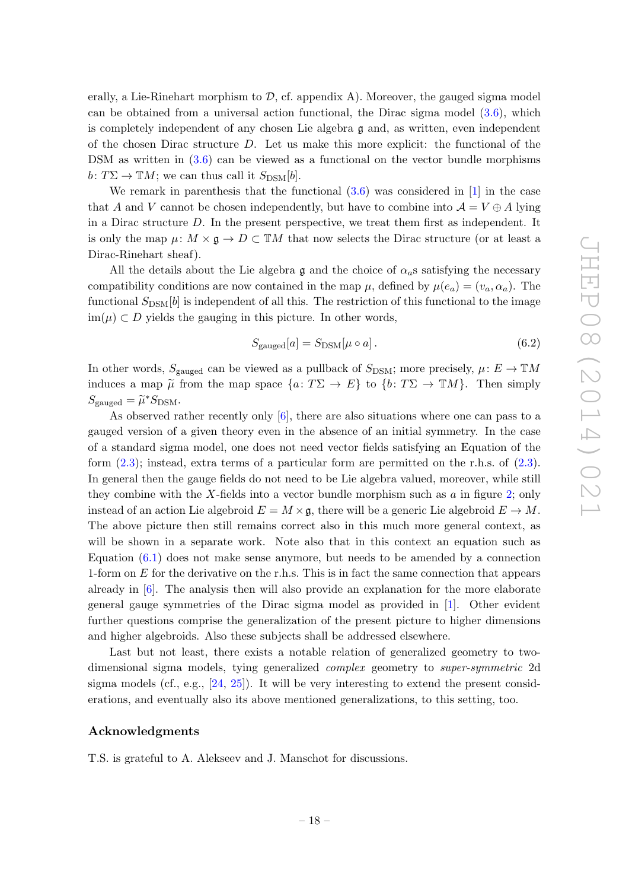erally, a Lie-Rinehart morphism to $\mathcal{D}$, cf. appendix A). Moreover, the gauged sigma model can be obtained from a universal action functional, the Dirac sigma model (3.6), which is completely independent of any chosen Lie algebra $\mathfrak{g}$ and, as written, even independent of the chosen Dirac structure $D$. Let us make this more explicit: the functional of the DSM as written in (3.6) can be viewed as a functional on the vector bundle morphisms $b\colon T\Sigma \to \mathbb{T}M$; we can thus call it $S_{\text{DSM}}[b]$.

We remark in parenthesis that the functional (3.6) was considered in [1] in the case that $A$ and $V$ cannot be chosen independently, but have to combine into $\mathcal{A} = V \oplus A$ lying in a Dirac structure $D$. In the present perspective, we treat them first as independent. It is only the map $\mu\colon M \times \mathfrak{g} \to D \subset \mathbb{T}M$ that now selects the Dirac structure (or at least a Dirac-Rinehart sheaf).

All the details about the Lie algebra $\mathfrak{g}$ and the choice of $\alpha_a$s satisfying the necessary compatibility conditions are now contained in the map $\mu$, defined by $\mu(e_a) = (v_a, \alpha_a)$. The functional $S_{\text{DSM}}[b]$ is independent of all this. The restriction of this functional to the image $\text{im}(\mu) \subset D$ yields the gauging in this picture. In other words,

$$S_{\text{gauged}}[a] = S_{\text{DSM}}[\mu \circ a]\,. \tag{6.2}$$

In other words, $S_{\text{gauged}}$ can be viewed as a pullback of $S_{\text{DSM}}$; more precisely, $\mu\colon E \to \mathbb{T}M$ induces a map $\widetilde{\mu}$ from the map space $\{a\colon T\Sigma \to E\}$ to $\{b\colon T\Sigma \to \mathbb{T}M\}$. Then simply $S_{\text{gauged}} = \widetilde{\mu}^* S_{\text{DSM}}$.

As observed rather recently only [6], there are also situations where one can pass to a gauged version of a given theory even in the absence of an initial symmetry. In the case of a standard sigma model, one does not need vector fields satisfying an Equation of the form (2.3); instead, extra terms of a particular form are permitted on the r.h.s. of (2.3). In general then the gauge fields do not need to be Lie algebra valued, moreover, while still they combine with the $X$-fields into a vector bundle morphism such as $a$ in figure 2; only instead of an action Lie algebroid $E = M \times \mathfrak{g}$, there will be a generic Lie algebroid $E \to M$. The above picture then still remains correct also in this much more general context, as will be shown in a separate work. Note also that in this context an equation such as Equation (6.1) does not make sense anymore, but needs to be amended by a connection 1-form on $E$ for the derivative on the r.h.s. This is in fact the same connection that appears already in [6]. The analysis then will also provide an explanation for the more elaborate general gauge symmetries of the Dirac sigma model as provided in [1]. Other evident further questions comprise the generalization of the present picture to higher dimensions and higher algebroids. Also these subjects shall be addressed elsewhere.

Last but not least, there exists a notable relation of generalized geometry to two-dimensional sigma models, tying generalized *complex* geometry to *super-symmetric* 2d sigma models (cf., e.g., [24, 25]). It will be very interesting to extend the present considerations, and eventually also its above mentioned generalizations, to this setting, too.

## Acknowledgments

T.S. is grateful to A. Alekseev and J. Manschot for discussions.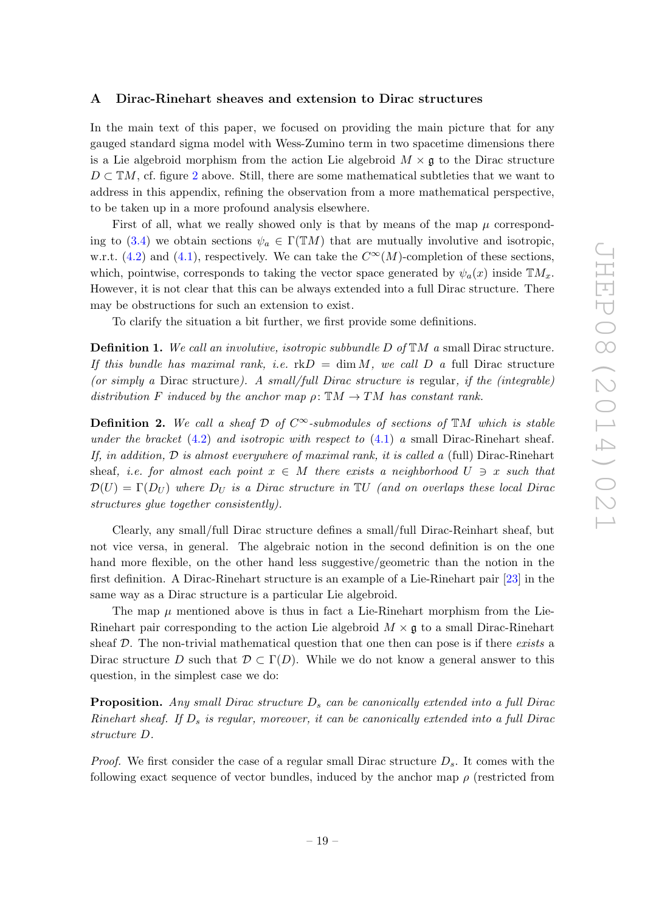## A Dirac-Rinehart sheaves and extension to Dirac structures

In the main text of this paper, we focused on providing the main picture that for any gauged standard sigma model with Wess-Zumino term in two spacetime dimensions there is a Lie algebroid morphism from the action Lie algebroid $M \times \mathfrak{g}$ to the Dirac structure $D \subset \mathbb{T}M$, cf. figure 2 above. Still, there are some mathematical subtleties that we want to address in this appendix, refining the observation from a more mathematical perspective, to be taken up in a more profound analysis elsewhere.

First of all, what we really showed only is that by means of the map $\mu$ corresponding to (3.4) we obtain sections $\psi_a \in \Gamma(\mathbb{T}M)$ that are mutually involutive and isotropic, w.r.t. (4.2) and (4.1), respectively. We can take the $C^\infty(M)$-completion of these sections, which, pointwise, corresponds to taking the vector space generated by $\psi_a(x)$ inside $\mathbb{T}M_x$. However, it is not clear that this can be always extended into a full Dirac structure. There may be obstructions for such an extension to exist.

To clarify the situation a bit further, we first provide some definitions.

**Definition 1.** *We call an involutive, isotropic subbundle $D$ of $\mathbb{T}M$ a* small Dirac structure*. If this bundle has maximal rank, i.e.* $\mathrm{rk}D = \dim M$*, we call $D$ a* full Dirac structure *(or simply a* Dirac structure*). A small/full Dirac structure is* regular*, if the (integrable) distribution $F$ induced by the anchor map $\rho\colon \mathbb{T}M \to TM$ has constant rank.*

**Definition 2.** *We call a sheaf $\mathcal{D}$ of $C^\infty$-submodules of sections of $\mathbb{T}M$ which is stable under the bracket (4.2) and isotropic with respect to (4.1) a* small Dirac-Rinehart sheaf*. If, in addition, $\mathcal{D}$ is almost everywhere of maximal rank, it is called a* (full) Dirac-Rinehart sheaf*, i.e. for almost each point $x \in M$ there exists a neighborhood $U \ni x$ such that $\mathcal{D}(U) = \Gamma(D_U)$ where $D_U$ is a Dirac structure in $\mathbb{T}U$ (and on overlaps these local Dirac structures glue together consistently).*

Clearly, any small/full Dirac structure defines a small/full Dirac-Reinhart sheaf, but not vice versa, in general. The algebraic notion in the second definition is on the one hand more flexible, on the other hand less suggestive/geometric than the notion in the first definition. A Dirac-Rinehart structure is an example of a Lie-Rinehart pair [23] in the same way as a Dirac structure is a particular Lie algebroid.

The map $\mu$ mentioned above is thus in fact a Lie-Rinehart morphism from the Lie-Rinehart pair corresponding to the action Lie algebroid $M \times \mathfrak{g}$ to a small Dirac-Rinehart sheaf $\mathcal{D}$. The non-trivial mathematical question that one then can pose is if there *exists* a Dirac structure $D$ such that $\mathcal{D} \subset \Gamma(D)$. While we do not know a general answer to this question, in the simplest case we do:

**Proposition.** *Any small Dirac structure $D_s$ can be canonically extended into a full Dirac Rinehart sheaf. If $D_s$ is regular, moreover, it can be canonically extended into a full Dirac structure $D$.*

*Proof.* We first consider the case of a regular small Dirac structure $D_s$. It comes with the following exact sequence of vector bundles, induced by the anchor map $\rho$ (restricted from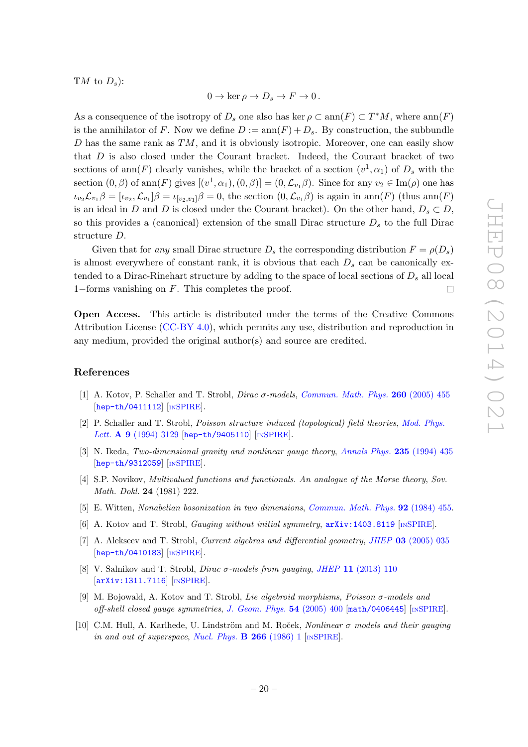$\mathbb{T}M$ to $D_s$):

$$0 \to \ker\rho \to D_s \to F \to 0\,.$$

As a consequence of the isotropy of $D_s$ one also has $\ker\rho \subset \mathrm{ann}(F) \subset T^*M$, where $\mathrm{ann}(F)$ is the annihilator of $F$. Now we define $D := \mathrm{ann}(F) + D_s$. By construction, the subbundle $D$ has the same rank as $TM$, and it is obviously isotropic. Moreover, one can easily show that $D$ is also closed under the Courant bracket. Indeed, the Courant bracket of two sections of $\mathrm{ann}(F)$ clearly vanishes, while the bracket of a section $(v^1, \alpha_1)$ of $D_s$ with the section $(0, \beta)$ of $\mathrm{ann}(F)$ gives $[(v^1, \alpha_1), (0, \beta)] = (0, \mathcal{L}_{v_1}\beta)$. Since for any $v_2 \in \mathrm{Im}(\rho)$ one has $\iota_{v_2}\mathcal{L}_{v_1}\beta = [\iota_{v_2}, \mathcal{L}_{v_1}]\beta = \iota_{[v_2,v_1]}\beta = 0$, the section $(0, \mathcal{L}_{v_1}\beta)$ is again in $\mathrm{ann}(F)$ (thus $\mathrm{ann}(F)$ is an ideal in $D$ and $D$ is closed under the Courant bracket). On the other hand, $D_s \subset D$, so this provides a (canonical) extension of the small Dirac structure $D_s$ to the full Dirac structure $D$.

Given that for *any* small Dirac structure $D_s$ the corresponding distribution $F = \rho(D_s)$ is almost everywhere of constant rank, it is obvious that each $D_s$ can be canonically extended to a Dirac-Rinehart structure by adding to the space of local sections of $D_s$ all local $1-$forms vanishing on $F$. This completes the proof. $\square$

**Open Access.** This article is distributed under the terms of the Creative Commons Attribution License (CC-BY 4.0), which permits any use, distribution and reproduction in any medium, provided the original author(s) and source are credited.

## References

[1] A. Kotov, P. Schaller and T. Strobl, *Dirac σ-models*, Commun. Math. Phys. **260** (2005) 455 [hep-th/0411112] [INSPIRE].

[2] P. Schaller and T. Strobl, *Poisson structure induced (topological) field theories*, Mod. Phys. Lett. **A 9** (1994) 3129 [hep-th/9405110] [INSPIRE].

[3] N. Ikeda, *Two-dimensional gravity and nonlinear gauge theory*, Annals Phys. **235** (1994) 435 [hep-th/9312059] [INSPIRE].

[4] S.P. Novikov, *Multivalued functions and functionals. An analogue of the Morse theory*, Sov. Math. Dokl. **24** (1981) 222.

[5] E. Witten, *Nonabelian bosonization in two dimensions*, Commun. Math. Phys. **92** (1984) 455.

[6] A. Kotov and T. Strobl, *Gauging without initial symmetry*, arXiv:1403.8119 [INSPIRE].

[7] A. Alekseev and T. Strobl, *Current algebras and differential geometry*, JHEP **03** (2005) 035 [hep-th/0410183] [INSPIRE].

[8] V. Salnikov and T. Strobl, *Dirac σ-models from gauging*, JHEP **11** (2013) 110 [arXiv:1311.7116] [INSPIRE].

[9] M. Bojowald, A. Kotov and T. Strobl, *Lie algebroid morphisms, Poisson σ-models and off-shell closed gauge symmetries*, J. Geom. Phys. **54** (2005) 400 [math/0406445] [INSPIRE].

[10] C.M. Hull, A. Karlhede, U. Lindström and M. Roček, *Nonlinear σ models and their gauging in and out of superspace*, Nucl. Phys. **B 266** (1986) 1 [INSPIRE].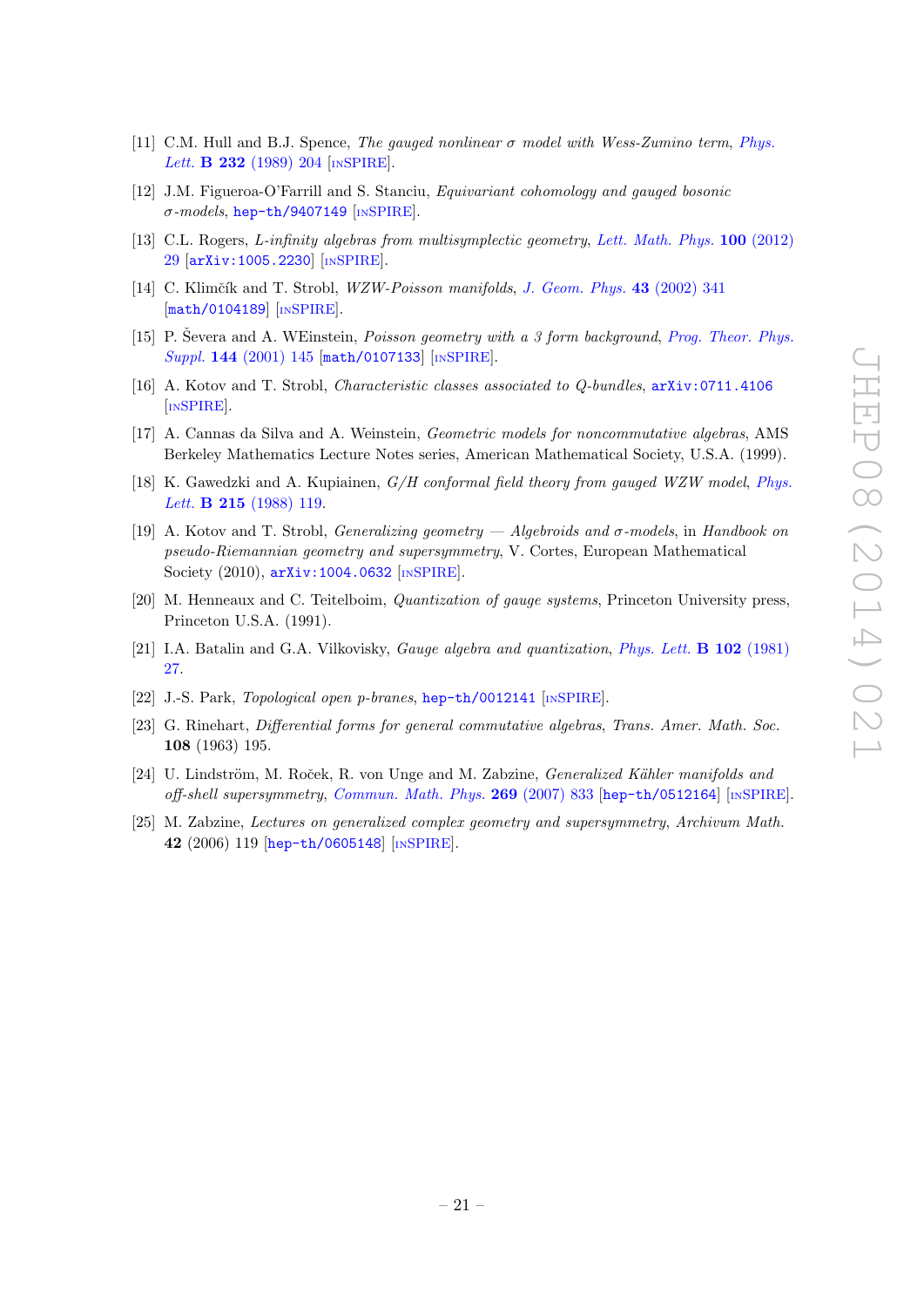[11] C.M. Hull and B.J. Spence, *The gauged nonlinear $\sigma$ model with Wess-Zumino term*, *Phys. Lett.* **B 232** (1989) 204 [INSPIRE].

[12] J.M. Figueroa-O'Farrill and S. Stanciu, *Equivariant cohomology and gauged bosonic $\sigma$-models*, hep-th/9407149 [INSPIRE].

[13] C.L. Rogers, *L-infinity algebras from multisymplectic geometry*, *Lett. Math. Phys.* **100** (2012) 29 [arXiv:1005.2230] [INSPIRE].

[14] C. Klimčík and T. Strobl, *WZW-Poisson manifolds*, *J. Geom. Phys.* **43** (2002) 341 [math/0104189] [INSPIRE].

[15] P. Ševera and A. WEinstein, *Poisson geometry with a 3 form background*, *Prog. Theor. Phys. Suppl.* **144** (2001) 145 [math/0107133] [INSPIRE].

[16] A. Kotov and T. Strobl, *Characteristic classes associated to Q-bundles*, arXiv:0711.4106 [INSPIRE].

[17] A. Cannas da Silva and A. Weinstein, *Geometric models for noncommutative algebras*, AMS Berkeley Mathematics Lecture Notes series, American Mathematical Society, U.S.A. (1999).

[18] K. Gawedzki and A. Kupiainen, *G/H conformal field theory from gauged WZW model*, *Phys. Lett.* **B 215** (1988) 119.

[19] A. Kotov and T. Strobl, *Generalizing geometry — Algebroids and $\sigma$-models*, in *Handbook on pseudo-Riemannian geometry and supersymmetry*, V. Cortes, European Mathematical Society (2010), arXiv:1004.0632 [INSPIRE].

[20] M. Henneaux and C. Teitelboim, *Quantization of gauge systems*, Princeton University press, Princeton U.S.A. (1991).

[21] I.A. Batalin and G.A. Vilkovisky, *Gauge algebra and quantization*, *Phys. Lett.* **B 102** (1981) 27.

[22] J.-S. Park, *Topological open p-branes*, hep-th/0012141 [INSPIRE].

[23] G. Rinehart, *Differential forms for general commutative algebras*, *Trans. Amer. Math. Soc.* **108** (1963) 195.

[24] U. Lindström, M. Roček, R. von Unge and M. Zabzine, *Generalized Kähler manifolds and off-shell supersymmetry*, *Commun. Math. Phys.* **269** (2007) 833 [hep-th/0512164] [INSPIRE].

[25] M. Zabzine, *Lectures on generalized complex geometry and supersymmetry*, *Archivum Math.* **42** (2006) 119 [hep-th/0605148] [INSPIRE].